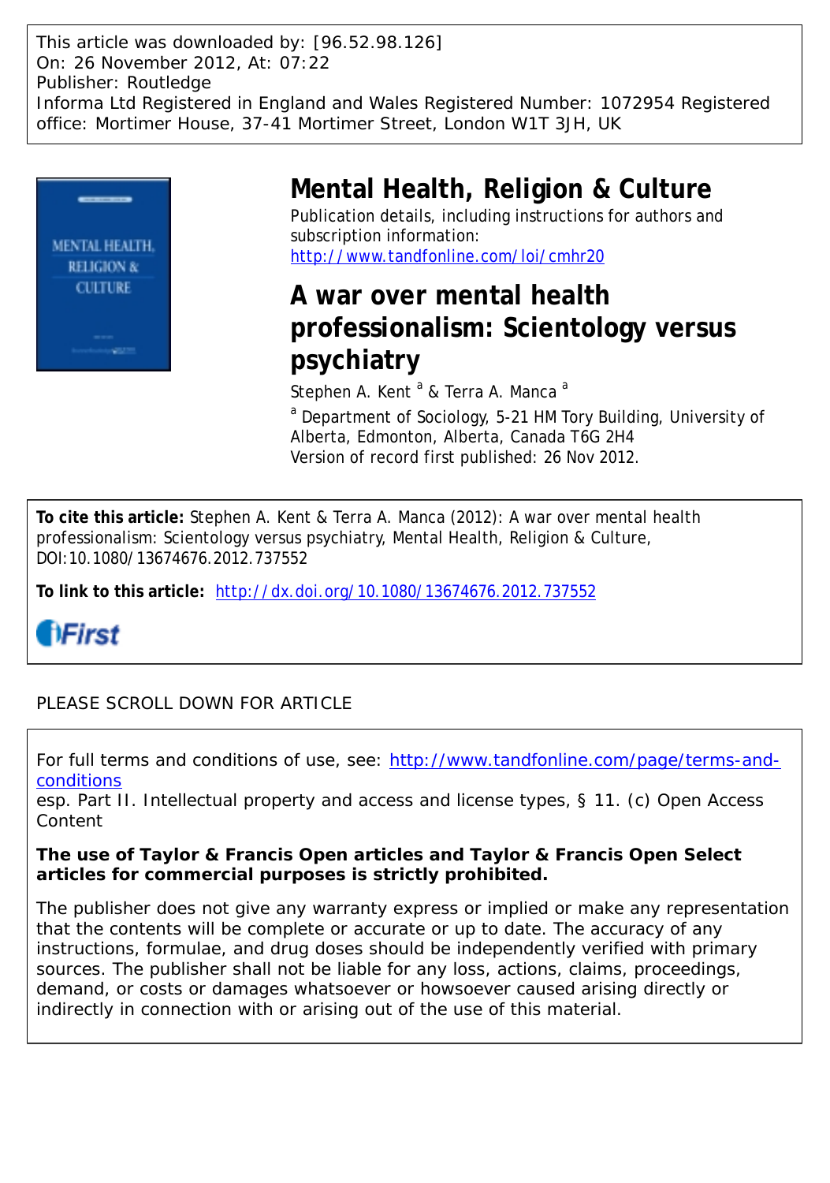This article was downloaded by: [96.52.98.126]
On: 26 November 2012, At: 07:22
Publisher: Routledge
Informa Ltd Registered in England and Wales Registered Number: 1072954 Registered office: Mortimer House, 37-41 Mortimer Street, London W1T 3JH, UK

# Mental Health, Religion & Culture

Publication details, including instructions for authors and subscription information:
http://www.tandfonline.com/loi/cmhr20

## A war over mental health professionalism: Scientology versus psychiatry

Stephen A. Kent [a] & Terra A. Manca [a]

[a] Department of Sociology, 5-21 HM Tory Building, University of Alberta, Edmonton, Alberta, Canada T6G 2H4

Version of record first published: 26 Nov 2012.

**To cite this article:** Stephen A. Kent & Terra A. Manca (2012): A war over mental health professionalism: Scientology versus psychiatry, Mental Health, Religion & Culture, DOI:10.1080/13674676.2012.737552

**To link to this article:** http://dx.doi.org/10.1080/13674676.2012.737552

iFirst

PLEASE SCROLL DOWN FOR ARTICLE

For full terms and conditions of use, see: http://www.tandfonline.com/page/terms-and-conditions
esp. Part II. Intellectual property and access and license types, § 11. (c) Open Access Content

**The use of Taylor & Francis Open articles and Taylor & Francis Open Select articles for commercial purposes is strictly prohibited.**

The publisher does not give any warranty express or implied or make any representation that the contents will be complete or accurate or up to date. The accuracy of any instructions, formulae, and drug doses should be independently verified with primary sources. The publisher shall not be liable for any loss, actions, claims, proceedings, demand, or costs or damages whatsoever or howsoever caused arising directly or indirectly in connection with or arising out of the use of this material.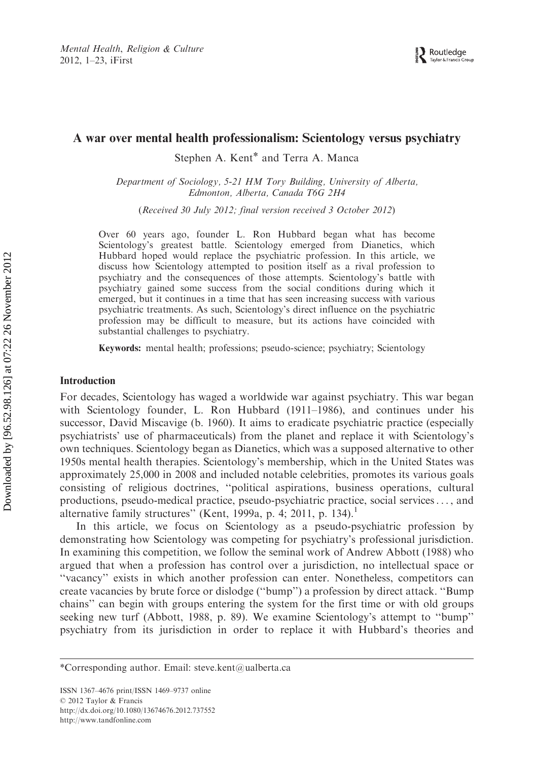# A war over mental health professionalism: Scientology versus psychiatry

Stephen A. Kent* and Terra A. Manca

*Department of Sociology, 5-21 HM Tory Building, University of Alberta, Edmonton, Alberta, Canada T6G 2H4*

*(Received 30 July 2012; final version received 3 October 2012)*

Over 60 years ago, founder L. Ron Hubbard began what has become Scientology's greatest battle. Scientology emerged from Dianetics, which Hubbard hoped would replace the psychiatric profession. In this article, we discuss how Scientology attempted to position itself as a rival profession to psychiatry and the consequences of those attempts. Scientology's battle with psychiatry gained some success from the social conditions during which it emerged, but it continues in a time that has seen increasing success with various psychiatric treatments. As such, Scientology's direct influence on the psychiatric profession may be difficult to measure, but its actions have coincided with substantial challenges to psychiatry.

**Keywords:** mental health; professions; pseudo-science; psychiatry; Scientology

## Introduction

For decades, Scientology has waged a worldwide war against psychiatry. This war began with Scientology founder, L. Ron Hubbard (1911–1986), and continues under his successor, David Miscavige (b. 1960). It aims to eradicate psychiatric practice (especially psychiatrists' use of pharmaceuticals) from the planet and replace it with Scientology's own techniques. Scientology began as Dianetics, which was a supposed alternative to other 1950s mental health therapies. Scientology's membership, which in the United States was approximately 25,000 in 2008 and included notable celebrities, promotes its various goals consisting of religious doctrines, "political aspirations, business operations, cultural productions, pseudo-medical practice, pseudo-psychiatric practice, social services . . . , and alternative family structures" (Kent, 1999a, p. 4; 2011, p. 134).[1]

In this article, we focus on Scientology as a pseudo-psychiatric profession by demonstrating how Scientology was competing for psychiatry's professional jurisdiction. In examining this competition, we follow the seminal work of Andrew Abbott (1988) who argued that when a profession has control over a jurisdiction, no intellectual space or "vacancy" exists in which another profession can enter. Nonetheless, competitors can create vacancies by brute force or dislodge ("bump") a profession by direct attack. "Bump chains" can begin with groups entering the system for the first time or with old groups seeking new turf (Abbott, 1988, p. 89). We examine Scientology's attempt to "bump" psychiatry from its jurisdiction in order to replace it with Hubbard's theories and

*Corresponding author. Email: steve.kent@ualberta.ca

ISSN 1367–4676 print/ISSN 1469–9737 online
© 2012 Taylor & Francis
http://dx.doi.org/10.1080/13674676.2012.737552
http://www.tandfonline.com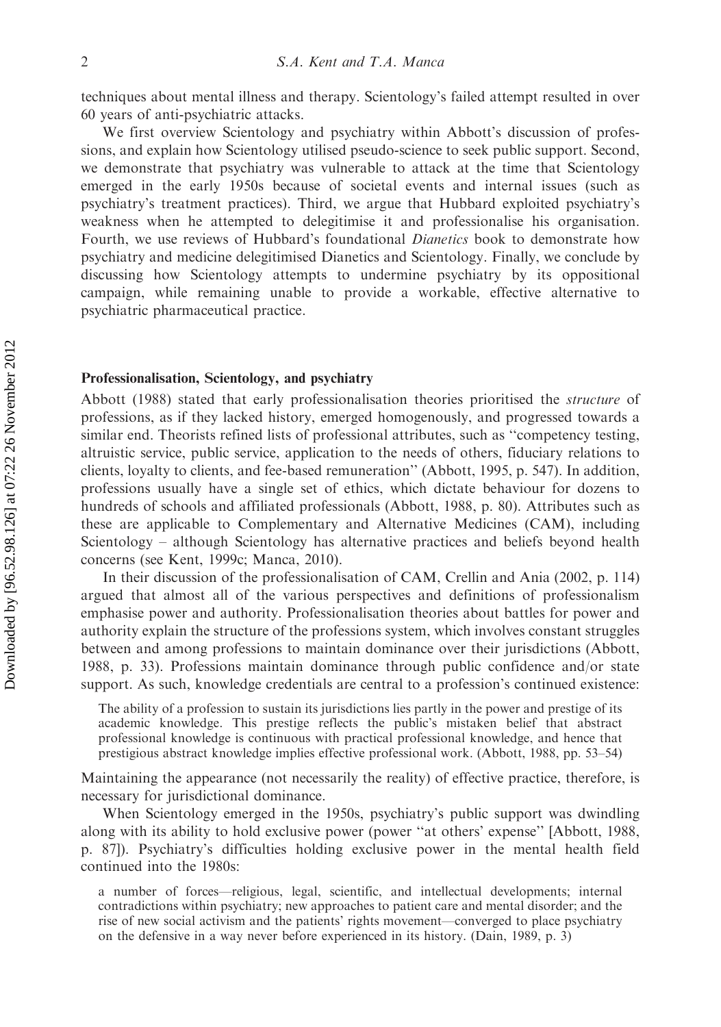techniques about mental illness and therapy. Scientology's failed attempt resulted in over 60 years of anti-psychiatric attacks.

We first overview Scientology and psychiatry within Abbott's discussion of professions, and explain how Scientology utilised pseudo-science to seek public support. Second, we demonstrate that psychiatry was vulnerable to attack at the time that Scientology emerged in the early 1950s because of societal events and internal issues (such as psychiatry's treatment practices). Third, we argue that Hubbard exploited psychiatry's weakness when he attempted to delegitimise it and professionalise his organisation. Fourth, we use reviews of Hubbard's foundational *Dianetics* book to demonstrate how psychiatry and medicine delegitimised Dianetics and Scientology. Finally, we conclude by discussing how Scientology attempts to undermine psychiatry by its oppositional campaign, while remaining unable to provide a workable, effective alternative to psychiatric pharmaceutical practice.

## Professionalisation, Scientology, and psychiatry

Abbott (1988) stated that early professionalisation theories prioritised the *structure* of professions, as if they lacked history, emerged homogenously, and progressed towards a similar end. Theorists refined lists of professional attributes, such as "competency testing, altruistic service, public service, application to the needs of others, fiduciary relations to clients, loyalty to clients, and fee-based remuneration" (Abbott, 1995, p. 547). In addition, professions usually have a single set of ethics, which dictate behaviour for dozens to hundreds of schools and affiliated professionals (Abbott, 1988, p. 80). Attributes such as these are applicable to Complementary and Alternative Medicines (CAM), including Scientology – although Scientology has alternative practices and beliefs beyond health concerns (see Kent, 1999c; Manca, 2010).

In their discussion of the professionalisation of CAM, Crellin and Ania (2002, p. 114) argued that almost all of the various perspectives and definitions of professionalism emphasise power and authority. Professionalisation theories about battles for power and authority explain the structure of the professions system, which involves constant struggles between and among professions to maintain dominance over their jurisdictions (Abbott, 1988, p. 33). Professions maintain dominance through public confidence and/or state support. As such, knowledge credentials are central to a profession's continued existence:

> The ability of a profession to sustain its jurisdictions lies partly in the power and prestige of its academic knowledge. This prestige reflects the public's mistaken belief that abstract professional knowledge is continuous with practical professional knowledge, and hence that prestigious abstract knowledge implies effective professional work. (Abbott, 1988, pp. 53–54)

Maintaining the appearance (not necessarily the reality) of effective practice, therefore, is necessary for jurisdictional dominance.

When Scientology emerged in the 1950s, psychiatry's public support was dwindling along with its ability to hold exclusive power (power "at others' expense" [Abbott, 1988, p. 87]). Psychiatry's difficulties holding exclusive power in the mental health field continued into the 1980s:

> a number of forces—religious, legal, scientific, and intellectual developments; internal contradictions within psychiatry; new approaches to patient care and mental disorder; and the rise of new social activism and the patients' rights movement—converged to place psychiatry on the defensive in a way never before experienced in its history. (Dain, 1989, p. 3)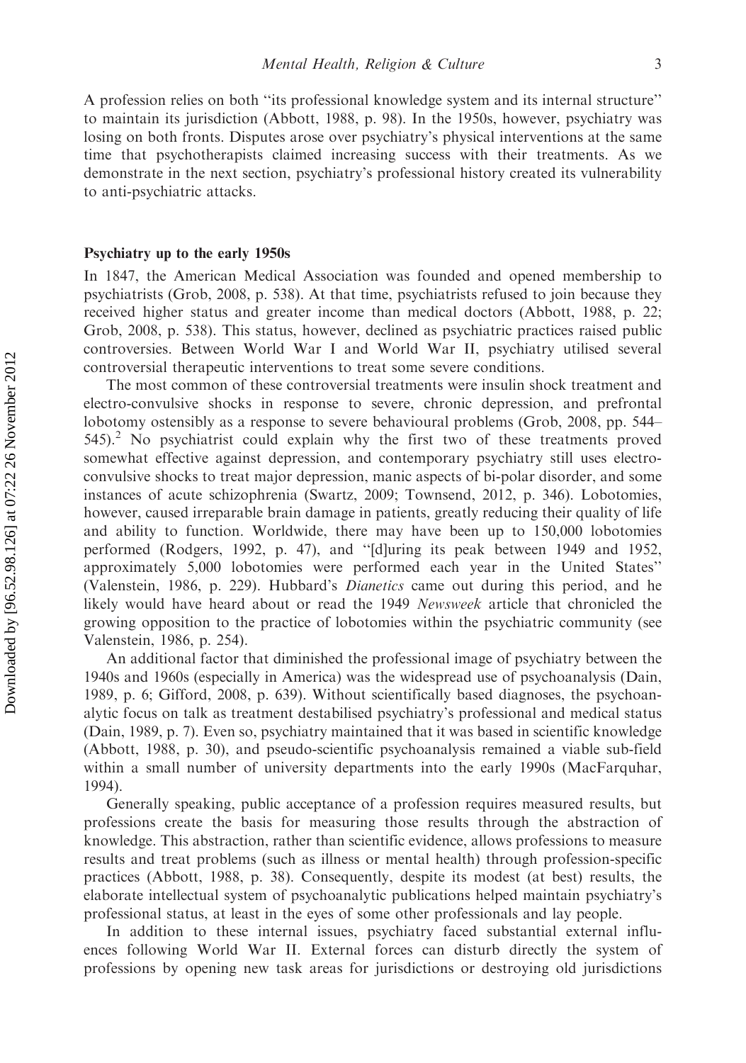A profession relies on both "its professional knowledge system and its internal structure" to maintain its jurisdiction (Abbott, 1988, p. 98). In the 1950s, however, psychiatry was losing on both fronts. Disputes arose over psychiatry's physical interventions at the same time that psychotherapists claimed increasing success with their treatments. As we demonstrate in the next section, psychiatry's professional history created its vulnerability to anti-psychiatric attacks.

## Psychiatry up to the early 1950s

In 1847, the American Medical Association was founded and opened membership to psychiatrists (Grob, 2008, p. 538). At that time, psychiatrists refused to join because they received higher status and greater income than medical doctors (Abbott, 1988, p. 22; Grob, 2008, p. 538). This status, however, declined as psychiatric practices raised public controversies. Between World War I and World War II, psychiatry utilised several controversial therapeutic interventions to treat some severe conditions.

The most common of these controversial treatments were insulin shock treatment and electro-convulsive shocks in response to severe, chronic depression, and prefrontal lobotomy ostensibly as a response to severe behavioural problems (Grob, 2008, pp. 544–545).[2] No psychiatrist could explain why the first two of these treatments proved somewhat effective against depression, and contemporary psychiatry still uses electro-convulsive shocks to treat major depression, manic aspects of bi-polar disorder, and some instances of acute schizophrenia (Swartz, 2009; Townsend, 2012, p. 346). Lobotomies, however, caused irreparable brain damage in patients, greatly reducing their quality of life and ability to function. Worldwide, there may have been up to 150,000 lobotomies performed (Rodgers, 1992, p. 47), and "[d]uring its peak between 1949 and 1952, approximately 5,000 lobotomies were performed each year in the United States" (Valenstein, 1986, p. 229). Hubbard's *Dianetics* came out during this period, and he likely would have heard about or read the 1949 *Newsweek* article that chronicled the growing opposition to the practice of lobotomies within the psychiatric community (see Valenstein, 1986, p. 254).

An additional factor that diminished the professional image of psychiatry between the 1940s and 1960s (especially in America) was the widespread use of psychoanalysis (Dain, 1989, p. 6; Gifford, 2008, p. 639). Without scientifically based diagnoses, the psychoanalytic focus on talk as treatment destabilised psychiatry's professional and medical status (Dain, 1989, p. 7). Even so, psychiatry maintained that it was based in scientific knowledge (Abbott, 1988, p. 30), and pseudo-scientific psychoanalysis remained a viable sub-field within a small number of university departments into the early 1990s (MacFarquhar, 1994).

Generally speaking, public acceptance of a profession requires measured results, but professions create the basis for measuring those results through the abstraction of knowledge. This abstraction, rather than scientific evidence, allows professions to measure results and treat problems (such as illness or mental health) through profession-specific practices (Abbott, 1988, p. 38). Consequently, despite its modest (at best) results, the elaborate intellectual system of psychoanalytic publications helped maintain psychiatry's professional status, at least in the eyes of some other professionals and lay people.

In addition to these internal issues, psychiatry faced substantial external influences following World War II. External forces can disturb directly the system of professions by opening new task areas for jurisdictions or destroying old jurisdictions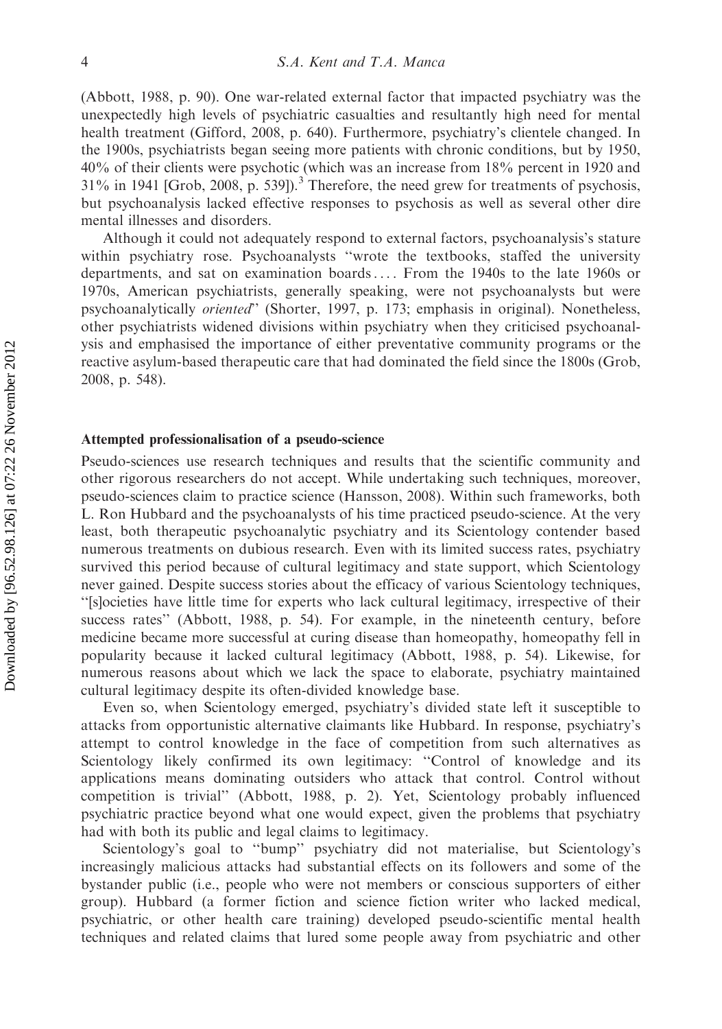(Abbott, 1988, p. 90). One war-related external factor that impacted psychiatry was the unexpectedly high levels of psychiatric casualties and resultantly high need for mental health treatment (Gifford, 2008, p. 640). Furthermore, psychiatry's clientele changed. In the 1900s, psychiatrists began seeing more patients with chronic conditions, but by 1950, 40% of their clients were psychotic (which was an increase from 18% percent in 1920 and 31% in 1941 [Grob, 2008, p. 539]).[3] Therefore, the need grew for treatments of psychosis, but psychoanalysis lacked effective responses to psychosis as well as several other dire mental illnesses and disorders.

Although it could not adequately respond to external factors, psychoanalysis's stature within psychiatry rose. Psychoanalysts "wrote the textbooks, staffed the university departments, and sat on examination boards .... From the 1940s to the late 1960s or 1970s, American psychiatrists, generally speaking, were not psychoanalysts but were psychoanalytically *oriented*" (Shorter, 1997, p. 173; emphasis in original). Nonetheless, other psychiatrists widened divisions within psychiatry when they criticised psychoanalysis and emphasised the importance of either preventative community programs or the reactive asylum-based therapeutic care that had dominated the field since the 1800s (Grob, 2008, p. 548).

### Attempted professionalisation of a pseudo-science

Pseudo-sciences use research techniques and results that the scientific community and other rigorous researchers do not accept. While undertaking such techniques, moreover, pseudo-sciences claim to practice science (Hansson, 2008). Within such frameworks, both L. Ron Hubbard and the psychoanalysts of his time practiced pseudo-science. At the very least, both therapeutic psychoanalytic psychiatry and its Scientology contender based numerous treatments on dubious research. Even with its limited success rates, psychiatry survived this period because of cultural legitimacy and state support, which Scientology never gained. Despite success stories about the efficacy of various Scientology techniques, "[s]ocieties have little time for experts who lack cultural legitimacy, irrespective of their success rates" (Abbott, 1988, p. 54). For example, in the nineteenth century, before medicine became more successful at curing disease than homeopathy, homeopathy fell in popularity because it lacked cultural legitimacy (Abbott, 1988, p. 54). Likewise, for numerous reasons about which we lack the space to elaborate, psychiatry maintained cultural legitimacy despite its often-divided knowledge base.

Even so, when Scientology emerged, psychiatry's divided state left it susceptible to attacks from opportunistic alternative claimants like Hubbard. In response, psychiatry's attempt to control knowledge in the face of competition from such alternatives as Scientology likely confirmed its own legitimacy: "Control of knowledge and its applications means dominating outsiders who attack that control. Control without competition is trivial" (Abbott, 1988, p. 2). Yet, Scientology probably influenced psychiatric practice beyond what one would expect, given the problems that psychiatry had with both its public and legal claims to legitimacy.

Scientology's goal to "bump" psychiatry did not materialise, but Scientology's increasingly malicious attacks had substantial effects on its followers and some of the bystander public (i.e., people who were not members or conscious supporters of either group). Hubbard (a former fiction and science fiction writer who lacked medical, psychiatric, or other health care training) developed pseudo-scientific mental health techniques and related claims that lured some people away from psychiatric and other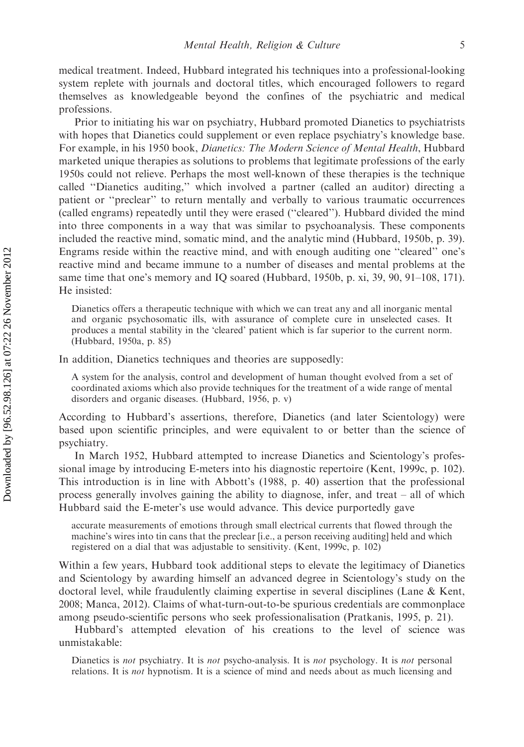medical treatment. Indeed, Hubbard integrated his techniques into a professional-looking system replete with journals and doctoral titles, which encouraged followers to regard themselves as knowledgeable beyond the confines of the psychiatric and medical professions.

Prior to initiating his war on psychiatry, Hubbard promoted Dianetics to psychiatrists with hopes that Dianetics could supplement or even replace psychiatry's knowledge base. For example, in his 1950 book, *Dianetics: The Modern Science of Mental Health*, Hubbard marketed unique therapies as solutions to problems that legitimate professions of the early 1950s could not relieve. Perhaps the most well-known of these therapies is the technique called "Dianetics auditing," which involved a partner (called an auditor) directing a patient or "preclear" to return mentally and verbally to various traumatic occurrences (called engrams) repeatedly until they were erased ("cleared"). Hubbard divided the mind into three components in a way that was similar to psychoanalysis. These components included the reactive mind, somatic mind, and the analytic mind (Hubbard, 1950b, p. 39). Engrams reside within the reactive mind, and with enough auditing one "cleared" one's reactive mind and became immune to a number of diseases and mental problems at the same time that one's memory and IQ soared (Hubbard, 1950b, p. xi, 39, 90, 91–108, 171). He insisted:

> Dianetics offers a therapeutic technique with which we can treat any and all inorganic mental and organic psychosomatic ills, with assurance of complete cure in unselected cases. It produces a mental stability in the 'cleared' patient which is far superior to the current norm. (Hubbard, 1950a, p. 85)

In addition, Dianetics techniques and theories are supposedly:

> A system for the analysis, control and development of human thought evolved from a set of coordinated axioms which also provide techniques for the treatment of a wide range of mental disorders and organic diseases. (Hubbard, 1956, p. v)

According to Hubbard's assertions, therefore, Dianetics (and later Scientology) were based upon scientific principles, and were equivalent to or better than the science of psychiatry.

In March 1952, Hubbard attempted to increase Dianetics and Scientology's professional image by introducing E-meters into his diagnostic repertoire (Kent, 1999c, p. 102). This introduction is in line with Abbott's (1988, p. 40) assertion that the professional process generally involves gaining the ability to diagnose, infer, and treat – all of which Hubbard said the E-meter's use would advance. This device purportedly gave

> accurate measurements of emotions through small electrical currents that flowed through the machine's wires into tin cans that the preclear [i.e., a person receiving auditing] held and which registered on a dial that was adjustable to sensitivity. (Kent, 1999c, p. 102)

Within a few years, Hubbard took additional steps to elevate the legitimacy of Dianetics and Scientology by awarding himself an advanced degree in Scientology's study on the doctoral level, while fraudulently claiming expertise in several disciplines (Lane & Kent, 2008; Manca, 2012). Claims of what-turn-out-to-be spurious credentials are commonplace among pseudo-scientific persons who seek professionalisation (Pratkanis, 1995, p. 21).

Hubbard's attempted elevation of his creations to the level of science was unmistakable:

> Dianetics is *not* psychiatry. It is *not* psycho-analysis. It is *not* psychology. It is *not* personal relations. It is *not* hypnotism. It is a science of mind and needs about as much licensing and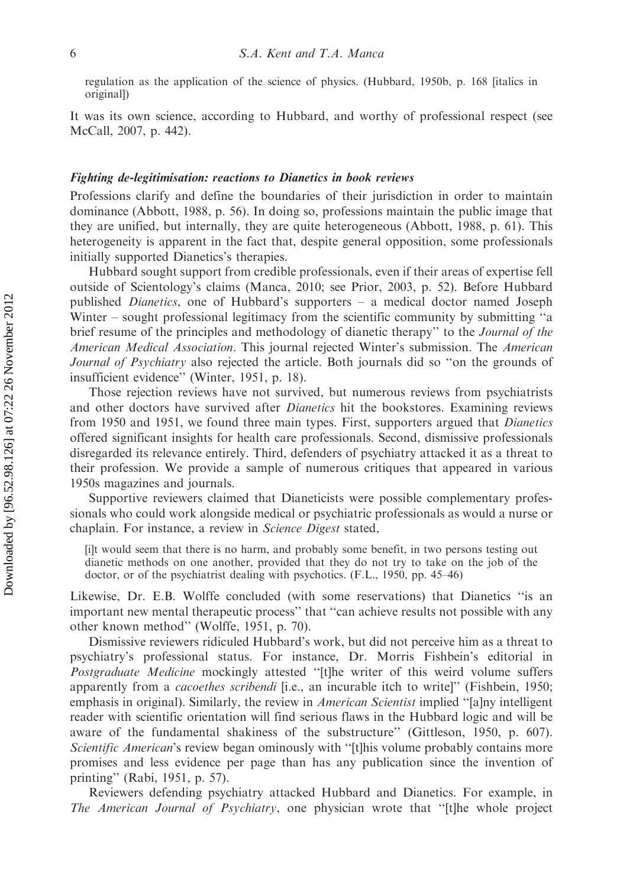regulation as the application of the science of physics. (Hubbard, 1950b, p. 168 [italics in original])

It was its own science, according to Hubbard, and worthy of professional respect (see McCall, 2007, p. 442).

### *Fighting de-legitimisation: reactions to Dianetics in book reviews*

Professions clarify and define the boundaries of their jurisdiction in order to maintain dominance (Abbott, 1988, p. 56). In doing so, professions maintain the public image that they are unified, but internally, they are quite heterogeneous (Abbott, 1988, p. 61). This heterogeneity is apparent in the fact that, despite general opposition, some professionals initially supported Dianetics's therapies.

Hubbard sought support from credible professionals, even if their areas of expertise fell outside of Scientology's claims (Manca, 2010; see Prior, 2003, p. 52). Before Hubbard published *Dianetics*, one of Hubbard's supporters – a medical doctor named Joseph Winter – sought professional legitimacy from the scientific community by submitting "a brief resume of the principles and methodology of dianetic therapy" to the *Journal of the American Medical Association*. This journal rejected Winter's submission. The *American Journal of Psychiatry* also rejected the article. Both journals did so "on the grounds of insufficient evidence" (Winter, 1951, p. 18).

Those rejection reviews have not survived, but numerous reviews from psychiatrists and other doctors have survived after *Dianetics* hit the bookstores. Examining reviews from 1950 and 1951, we found three main types. First, supporters argued that *Dianetics* offered significant insights for health care professionals. Second, dismissive professionals disregarded its relevance entirely. Third, defenders of psychiatry attacked it as a threat to their profession. We provide a sample of numerous critiques that appeared in various 1950s magazines and journals.

Supportive reviewers claimed that Dianeticists were possible complementary professionals who could work alongside medical or psychiatric professionals as would a nurse or chaplain. For instance, a review in *Science Digest* stated,

> [i]t would seem that there is no harm, and probably some benefit, in two persons testing out dianetic methods on one another, provided that they do not try to take on the job of the doctor, or of the psychiatrist dealing with psychotics. (F.L., 1950, pp. 45–46)

Likewise, Dr. E.B. Wolffe concluded (with some reservations) that Dianetics "is an important new mental therapeutic process" that "can achieve results not possible with any other known method" (Wolffe, 1951, p. 70).

Dismissive reviewers ridiculed Hubbard's work, but did not perceive him as a threat to psychiatry's professional status. For instance, Dr. Morris Fishbein's editorial in *Postgraduate Medicine* mockingly attested "[t]he writer of this weird volume suffers apparently from a *cacoethes scribendi* [i.e., an incurable itch to write]" (Fishbein, 1950; emphasis in original). Similarly, the review in *American Scientist* implied "[a]ny intelligent reader with scientific orientation will find serious flaws in the Hubbard logic and will be aware of the fundamental shakiness of the substructure" (Gittleson, 1950, p. 607). *Scientific American*'s review began ominously with "[t]his volume probably contains more promises and less evidence per page than has any publication since the invention of printing" (Rabi, 1951, p. 57).

Reviewers defending psychiatry attacked Hubbard and Dianetics. For example, in *The American Journal of Psychiatry*, one physician wrote that "[t]he whole project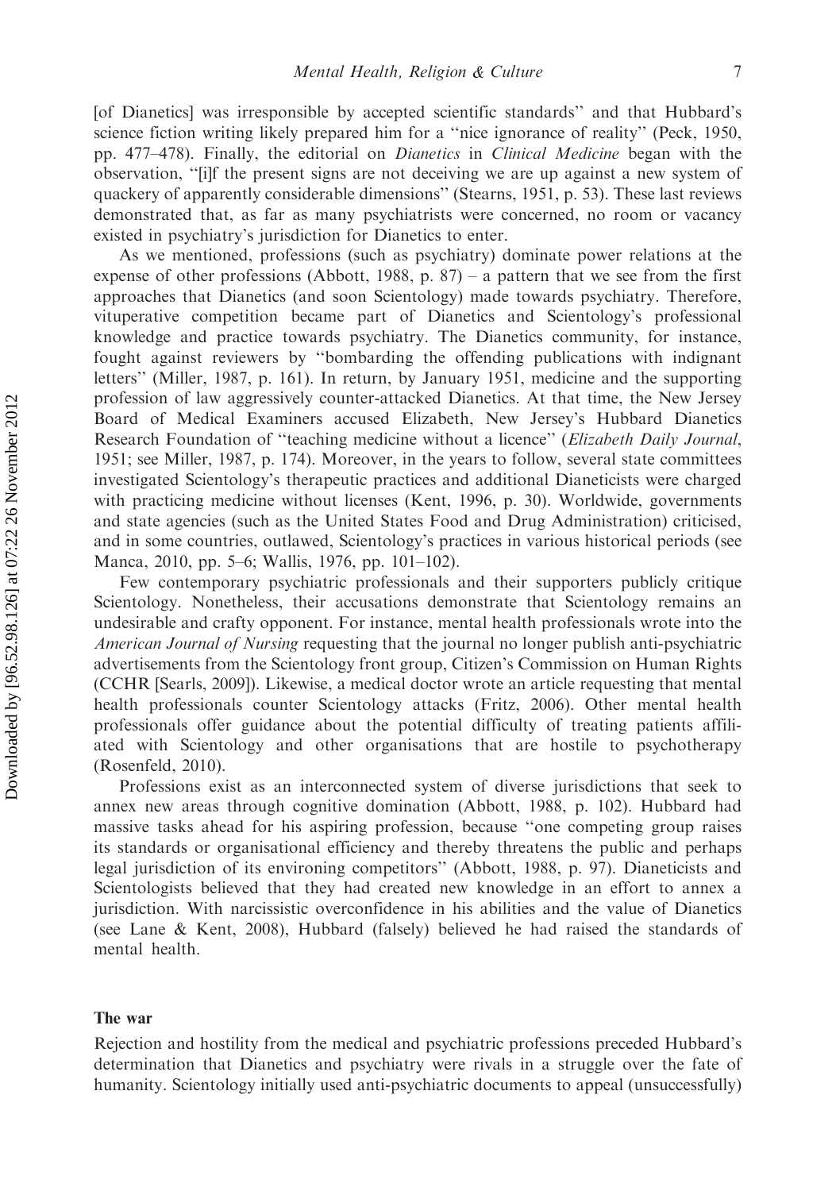[of Dianetics] was irresponsible by accepted scientific standards'' and that Hubbard's science fiction writing likely prepared him for a ''nice ignorance of reality'' (Peck, 1950, pp. 477–478). Finally, the editorial on *Dianetics* in *Clinical Medicine* began with the observation, ''[i]f the present signs are not deceiving we are up against a new system of quackery of apparently considerable dimensions'' (Stearns, 1951, p. 53). These last reviews demonstrated that, as far as many psychiatrists were concerned, no room or vacancy existed in psychiatry's jurisdiction for Dianetics to enter.

As we mentioned, professions (such as psychiatry) dominate power relations at the expense of other professions (Abbott, 1988, p. 87) – a pattern that we see from the first approaches that Dianetics (and soon Scientology) made towards psychiatry. Therefore, vituperative competition became part of Dianetics and Scientology's professional knowledge and practice towards psychiatry. The Dianetics community, for instance, fought against reviewers by ''bombarding the offending publications with indignant letters'' (Miller, 1987, p. 161). In return, by January 1951, medicine and the supporting profession of law aggressively counter-attacked Dianetics. At that time, the New Jersey Board of Medical Examiners accused Elizabeth, New Jersey's Hubbard Dianetics Research Foundation of ''teaching medicine without a licence'' (*Elizabeth Daily Journal*, 1951; see Miller, 1987, p. 174). Moreover, in the years to follow, several state committees investigated Scientology's therapeutic practices and additional Dianeticists were charged with practicing medicine without licenses (Kent, 1996, p. 30). Worldwide, governments and state agencies (such as the United States Food and Drug Administration) criticised, and in some countries, outlawed, Scientology's practices in various historical periods (see Manca, 2010, pp. 5–6; Wallis, 1976, pp. 101–102).

Few contemporary psychiatric professionals and their supporters publicly critique Scientology. Nonetheless, their accusations demonstrate that Scientology remains an undesirable and crafty opponent. For instance, mental health professionals wrote into the *American Journal of Nursing* requesting that the journal no longer publish anti-psychiatric advertisements from the Scientology front group, Citizen's Commission on Human Rights (CCHR [Searls, 2009]). Likewise, a medical doctor wrote an article requesting that mental health professionals counter Scientology attacks (Fritz, 2006). Other mental health professionals offer guidance about the potential difficulty of treating patients affiliated with Scientology and other organisations that are hostile to psychotherapy (Rosenfeld, 2010).

Professions exist as an interconnected system of diverse jurisdictions that seek to annex new areas through cognitive domination (Abbott, 1988, p. 102). Hubbard had massive tasks ahead for his aspiring profession, because ''one competing group raises its standards or organisational efficiency and thereby threatens the public and perhaps legal jurisdiction of its environing competitors'' (Abbott, 1988, p. 97). Dianeticists and Scientologists believed that they had created new knowledge in an effort to annex a jurisdiction. With narcissistic overconfidence in his abilities and the value of Dianetics (see Lane & Kent, 2008), Hubbard (falsely) believed he had raised the standards of mental health.

## The war

Rejection and hostility from the medical and psychiatric professions preceded Hubbard's determination that Dianetics and psychiatry were rivals in a struggle over the fate of humanity. Scientology initially used anti-psychiatric documents to appeal (unsuccessfully)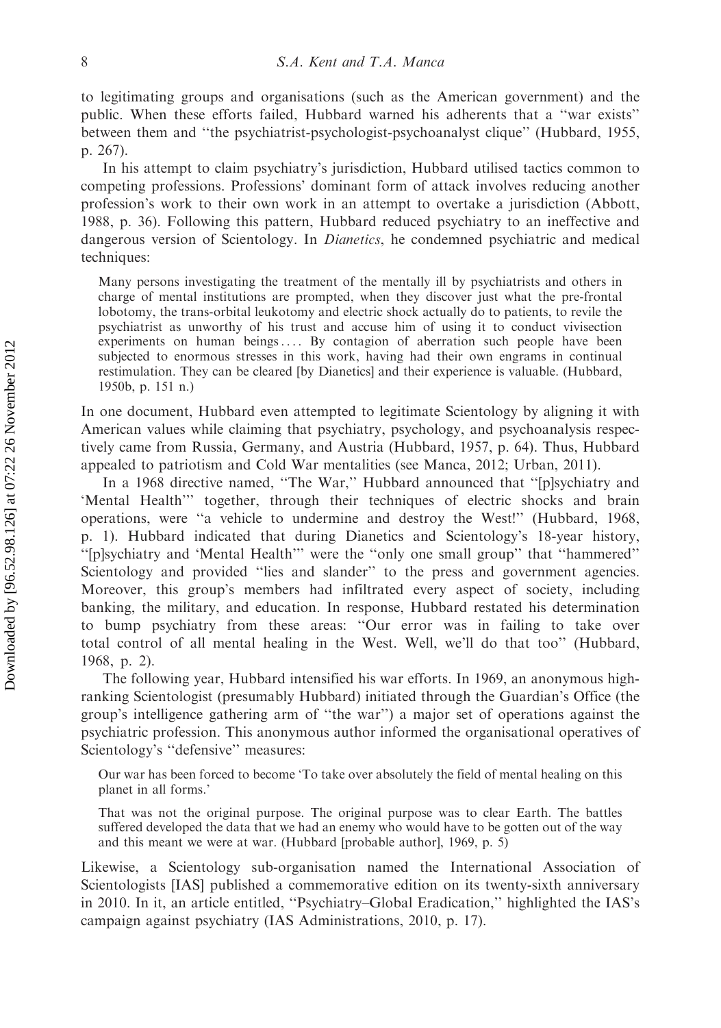to legitimating groups and organisations (such as the American government) and the public. When these efforts failed, Hubbard warned his adherents that a ''war exists'' between them and ''the psychiatrist-psychologist-psychoanalyst clique'' (Hubbard, 1955, p. 267).

In his attempt to claim psychiatry's jurisdiction, Hubbard utilised tactics common to competing professions. Professions' dominant form of attack involves reducing another profession's work to their own work in an attempt to overtake a jurisdiction (Abbott, 1988, p. 36). Following this pattern, Hubbard reduced psychiatry to an ineffective and dangerous version of Scientology. In *Dianetics*, he condemned psychiatric and medical techniques:

> Many persons investigating the treatment of the mentally ill by psychiatrists and others in charge of mental institutions are prompted, when they discover just what the pre-frontal lobotomy, the trans-orbital leukotomy and electric shock actually do to patients, to revile the psychiatrist as unworthy of his trust and accuse him of using it to conduct vivisection experiments on human beings .... By contagion of aberration such people have been subjected to enormous stresses in this work, having had their own engrams in continual restimulation. They can be cleared [by Dianetics] and their experience is valuable. (Hubbard, 1950b, p. 151 n.)

In one document, Hubbard even attempted to legitimate Scientology by aligning it with American values while claiming that psychiatry, psychology, and psychoanalysis respectively came from Russia, Germany, and Austria (Hubbard, 1957, p. 64). Thus, Hubbard appealed to patriotism and Cold War mentalities (see Manca, 2012; Urban, 2011).

In a 1968 directive named, ''The War,'' Hubbard announced that ''[p]sychiatry and 'Mental Health''' together, through their techniques of electric shocks and brain operations, were ''a vehicle to undermine and destroy the West!'' (Hubbard, 1968, p. 1). Hubbard indicated that during Dianetics and Scientology's 18-year history, ''[p]sychiatry and 'Mental Health''' were the ''only one small group'' that ''hammered'' Scientology and provided ''lies and slander'' to the press and government agencies. Moreover, this group's members had infiltrated every aspect of society, including banking, the military, and education. In response, Hubbard restated his determination to bump psychiatry from these areas: ''Our error was in failing to take over total control of all mental healing in the West. Well, we'll do that too'' (Hubbard, 1968, p. 2).

The following year, Hubbard intensified his war efforts. In 1969, an anonymous high-ranking Scientologist (presumably Hubbard) initiated through the Guardian's Office (the group's intelligence gathering arm of ''the war'') a major set of operations against the psychiatric profession. This anonymous author informed the organisational operatives of Scientology's ''defensive'' measures:

> Our war has been forced to become 'To take over absolutely the field of mental healing on this planet in all forms.'
>
> That was not the original purpose. The original purpose was to clear Earth. The battles suffered developed the data that we had an enemy who would have to be gotten out of the way and this meant we were at war. (Hubbard [probable author], 1969, p. 5)

Likewise, a Scientology sub-organisation named the International Association of Scientologists [IAS] published a commemorative edition on its twenty-sixth anniversary in 2010. In it, an article entitled, ''Psychiatry–Global Eradication,'' highlighted the IAS's campaign against psychiatry (IAS Administrations, 2010, p. 17).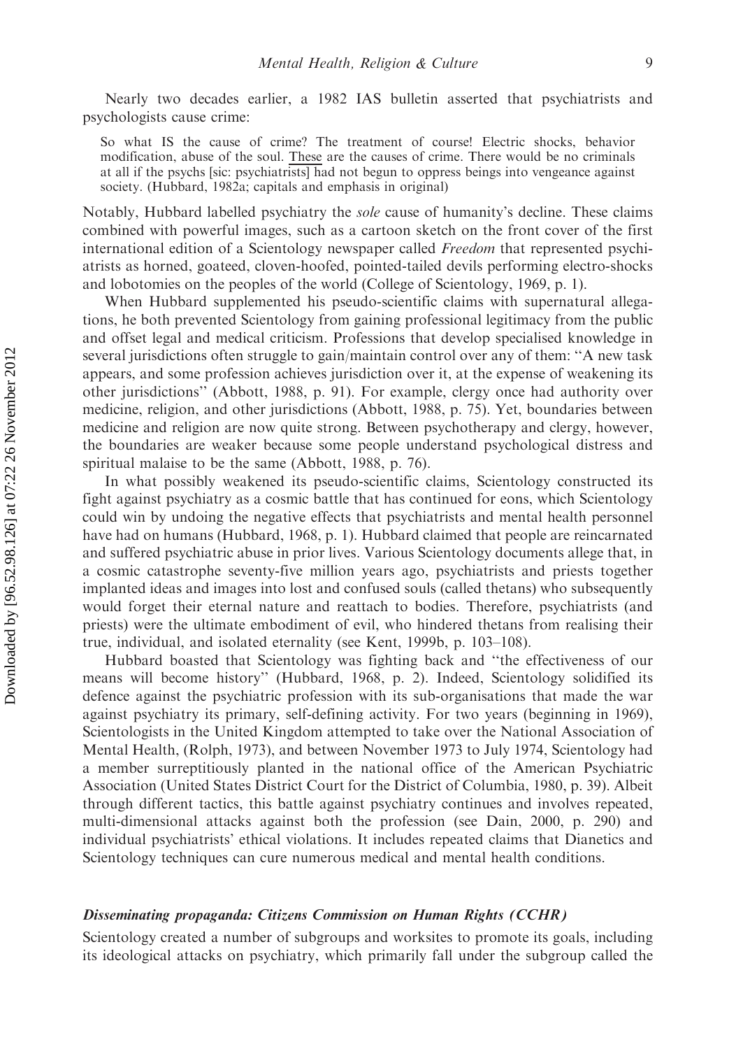Nearly two decades earlier, a 1982 IAS bulletin asserted that psychiatrists and psychologists cause crime:

> So what IS the cause of crime? The treatment of course! Electric shocks, behavior modification, abuse of the soul. These are the causes of crime. There would be no criminals at all if the psychs [sic: psychiatrists] had not begun to oppress beings into vengeance against society. (Hubbard, 1982a; capitals and emphasis in original)

Notably, Hubbard labelled psychiatry the *sole* cause of humanity's decline. These claims combined with powerful images, such as a cartoon sketch on the front cover of the first international edition of a Scientology newspaper called *Freedom* that represented psychiatrists as horned, goateed, cloven-hoofed, pointed-tailed devils performing electro-shocks and lobotomies on the peoples of the world (College of Scientology, 1969, p. 1).

When Hubbard supplemented his pseudo-scientific claims with supernatural allegations, he both prevented Scientology from gaining professional legitimacy from the public and offset legal and medical criticism. Professions that develop specialised knowledge in several jurisdictions often struggle to gain/maintain control over any of them: "A new task appears, and some profession achieves jurisdiction over it, at the expense of weakening its other jurisdictions" (Abbott, 1988, p. 91). For example, clergy once had authority over medicine, religion, and other jurisdictions (Abbott, 1988, p. 75). Yet, boundaries between medicine and religion are now quite strong. Between psychotherapy and clergy, however, the boundaries are weaker because some people understand psychological distress and spiritual malaise to be the same (Abbott, 1988, p. 76).

In what possibly weakened its pseudo-scientific claims, Scientology constructed its fight against psychiatry as a cosmic battle that has continued for eons, which Scientology could win by undoing the negative effects that psychiatrists and mental health personnel have had on humans (Hubbard, 1968, p. 1). Hubbard claimed that people are reincarnated and suffered psychiatric abuse in prior lives. Various Scientology documents allege that, in a cosmic catastrophe seventy-five million years ago, psychiatrists and priests together implanted ideas and images into lost and confused souls (called thetans) who subsequently would forget their eternal nature and reattach to bodies. Therefore, psychiatrists (and priests) were the ultimate embodiment of evil, who hindered thetans from realising their true, individual, and isolated eternality (see Kent, 1999b, p. 103–108).

Hubbard boasted that Scientology was fighting back and "the effectiveness of our means will become history" (Hubbard, 1968, p. 2). Indeed, Scientology solidified its defence against the psychiatric profession with its sub-organisations that made the war against psychiatry its primary, self-defining activity. For two years (beginning in 1969), Scientologists in the United Kingdom attempted to take over the National Association of Mental Health, (Rolph, 1973), and between November 1973 to July 1974, Scientology had a member surreptitiously planted in the national office of the American Psychiatric Association (United States District Court for the District of Columbia, 1980, p. 39). Albeit through different tactics, this battle against psychiatry continues and involves repeated, multi-dimensional attacks against both the profession (see Dain, 2000, p. 290) and individual psychiatrists' ethical violations. It includes repeated claims that Dianetics and Scientology techniques can cure numerous medical and mental health conditions.

### *Disseminating propaganda: Citizens Commission on Human Rights (CCHR)*

Scientology created a number of subgroups and worksites to promote its goals, including its ideological attacks on psychiatry, which primarily fall under the subgroup called the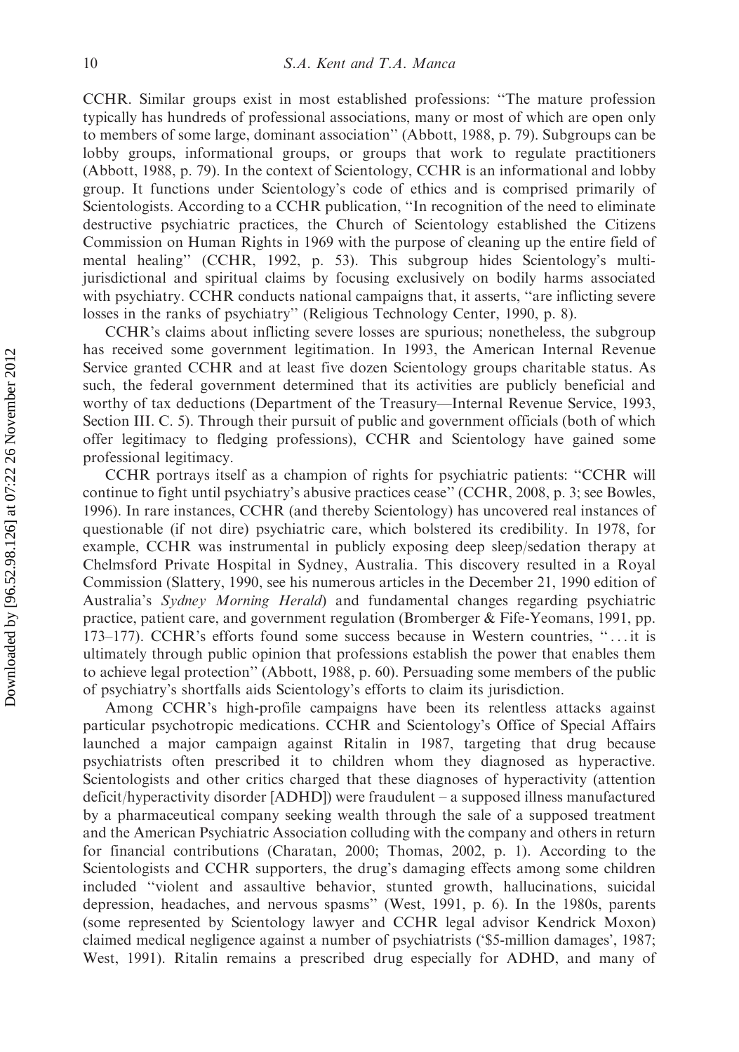CCHR. Similar groups exist in most established professions: "The mature profession typically has hundreds of professional associations, many or most of which are open only to members of some large, dominant association" (Abbott, 1988, p. 79). Subgroups can be lobby groups, informational groups, or groups that work to regulate practitioners (Abbott, 1988, p. 79). In the context of Scientology, CCHR is an informational and lobby group. It functions under Scientology's code of ethics and is comprised primarily of Scientologists. According to a CCHR publication, "In recognition of the need to eliminate destructive psychiatric practices, the Church of Scientology established the Citizens Commission on Human Rights in 1969 with the purpose of cleaning up the entire field of mental healing" (CCHR, 1992, p. 53). This subgroup hides Scientology's multi-jurisdictional and spiritual claims by focusing exclusively on bodily harms associated with psychiatry. CCHR conducts national campaigns that, it asserts, "are inflicting severe losses in the ranks of psychiatry" (Religious Technology Center, 1990, p. 8).

CCHR's claims about inflicting severe losses are spurious; nonetheless, the subgroup has received some government legitimation. In 1993, the American Internal Revenue Service granted CCHR and at least five dozen Scientology groups charitable status. As such, the federal government determined that its activities are publicly beneficial and worthy of tax deductions (Department of the Treasury—Internal Revenue Service, 1993, Section III. C. 5). Through their pursuit of public and government officials (both of which offer legitimacy to fledging professions), CCHR and Scientology have gained some professional legitimacy.

CCHR portrays itself as a champion of rights for psychiatric patients: "CCHR will continue to fight until psychiatry's abusive practices cease" (CCHR, 2008, p. 3; see Bowles, 1996). In rare instances, CCHR (and thereby Scientology) has uncovered real instances of questionable (if not dire) psychiatric care, which bolstered its credibility. In 1978, for example, CCHR was instrumental in publicly exposing deep sleep/sedation therapy at Chelmsford Private Hospital in Sydney, Australia. This discovery resulted in a Royal Commission (Slattery, 1990, see his numerous articles in the December 21, 1990 edition of Australia's *Sydney Morning Herald*) and fundamental changes regarding psychiatric practice, patient care, and government regulation (Bromberger & Fife-Yeomans, 1991, pp. 173–177). CCHR's efforts found some success because in Western countries, "...it is ultimately through public opinion that professions establish the power that enables them to achieve legal protection" (Abbott, 1988, p. 60). Persuading some members of the public of psychiatry's shortfalls aids Scientology's efforts to claim its jurisdiction.

Among CCHR's high-profile campaigns have been its relentless attacks against particular psychotropic medications. CCHR and Scientology's Office of Special Affairs launched a major campaign against Ritalin in 1987, targeting that drug because psychiatrists often prescribed it to children whom they diagnosed as hyperactive. Scientologists and other critics charged that these diagnoses of hyperactivity (attention deficit/hyperactivity disorder [ADHD]) were fraudulent – a supposed illness manufactured by a pharmaceutical company seeking wealth through the sale of a supposed treatment and the American Psychiatric Association colluding with the company and others in return for financial contributions (Charatan, 2000; Thomas, 2002, p. 1). According to the Scientologists and CCHR supporters, the drug's damaging effects among some children included "violent and assaultive behavior, stunted growth, hallucinations, suicidal depression, headaches, and nervous spasms" (West, 1991, p. 6). In the 1980s, parents (some represented by Scientology lawyer and CCHR legal advisor Kendrick Moxon) claimed medical negligence against a number of psychiatrists ('$5-million damages', 1987; West, 1991). Ritalin remains a prescribed drug especially for ADHD, and many of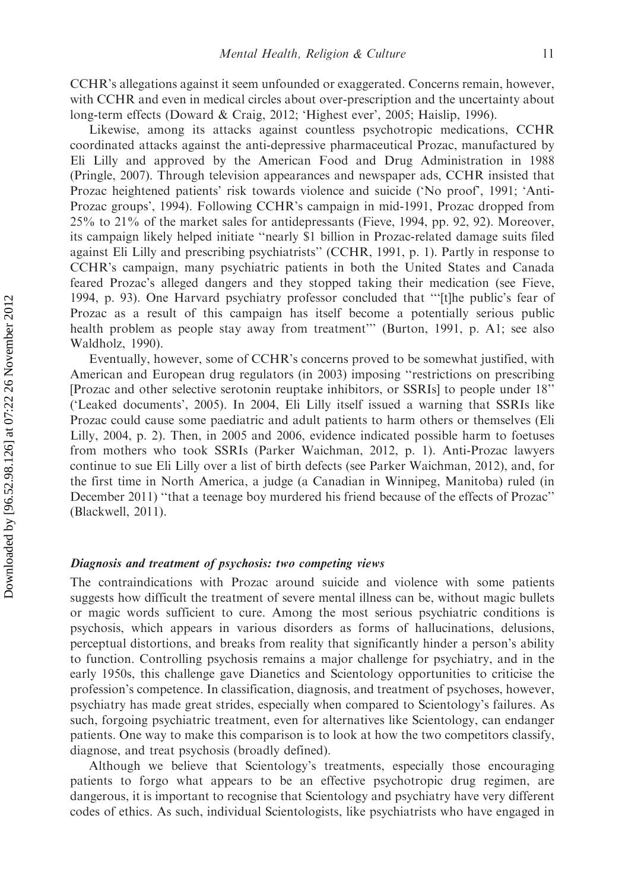CCHR's allegations against it seem unfounded or exaggerated. Concerns remain, however, with CCHR and even in medical circles about over-prescription and the uncertainty about long-term effects (Doward & Craig, 2012; 'Highest ever', 2005; Haislip, 1996).

Likewise, among its attacks against countless psychotropic medications, CCHR coordinated attacks against the anti-depressive pharmaceutical Prozac, manufactured by Eli Lilly and approved by the American Food and Drug Administration in 1988 (Pringle, 2007). Through television appearances and newspaper ads, CCHR insisted that Prozac heightened patients' risk towards violence and suicide ('No proof', 1991; 'Anti-Prozac groups', 1994). Following CCHR's campaign in mid-1991, Prozac dropped from 25% to 21% of the market sales for antidepressants (Fieve, 1994, pp. 92, 92). Moreover, its campaign likely helped initiate "nearly $1 billion in Prozac-related damage suits filed against Eli Lilly and prescribing psychiatrists" (CCHR, 1991, p. 1). Partly in response to CCHR's campaign, many psychiatric patients in both the United States and Canada feared Prozac's alleged dangers and they stopped taking their medication (see Fieve, 1994, p. 93). One Harvard psychiatry professor concluded that "'[t]he public's fear of Prozac as a result of this campaign has itself become a potentially serious public health problem as people stay away from treatment'" (Burton, 1991, p. A1; see also Waldholz, 1990).

Eventually, however, some of CCHR's concerns proved to be somewhat justified, with American and European drug regulators (in 2003) imposing "restrictions on prescribing [Prozac and other selective serotonin reuptake inhibitors, or SSRIs] to people under 18" ('Leaked documents', 2005). In 2004, Eli Lilly itself issued a warning that SSRIs like Prozac could cause some paediatric and adult patients to harm others or themselves (Eli Lilly, 2004, p. 2). Then, in 2005 and 2006, evidence indicated possible harm to foetuses from mothers who took SSRIs (Parker Waichman, 2012, p. 1). Anti-Prozac lawyers continue to sue Eli Lilly over a list of birth defects (see Parker Waichman, 2012), and, for the first time in North America, a judge (a Canadian in Winnipeg, Manitoba) ruled (in December 2011) "that a teenage boy murdered his friend because of the effects of Prozac" (Blackwell, 2011).

#### *Diagnosis and treatment of psychosis: two competing views*

The contraindications with Prozac around suicide and violence with some patients suggests how difficult the treatment of severe mental illness can be, without magic bullets or magic words sufficient to cure. Among the most serious psychiatric conditions is psychosis, which appears in various disorders as forms of hallucinations, delusions, perceptual distortions, and breaks from reality that significantly hinder a person's ability to function. Controlling psychosis remains a major challenge for psychiatry, and in the early 1950s, this challenge gave Dianetics and Scientology opportunities to criticise the profession's competence. In classification, diagnosis, and treatment of psychoses, however, psychiatry has made great strides, especially when compared to Scientology's failures. As such, forgoing psychiatric treatment, even for alternatives like Scientology, can endanger patients. One way to make this comparison is to look at how the two competitors classify, diagnose, and treat psychosis (broadly defined).

Although we believe that Scientology's treatments, especially those encouraging patients to forgo what appears to be an effective psychotropic drug regimen, are dangerous, it is important to recognise that Scientology and psychiatry have very different codes of ethics. As such, individual Scientologists, like psychiatrists who have engaged in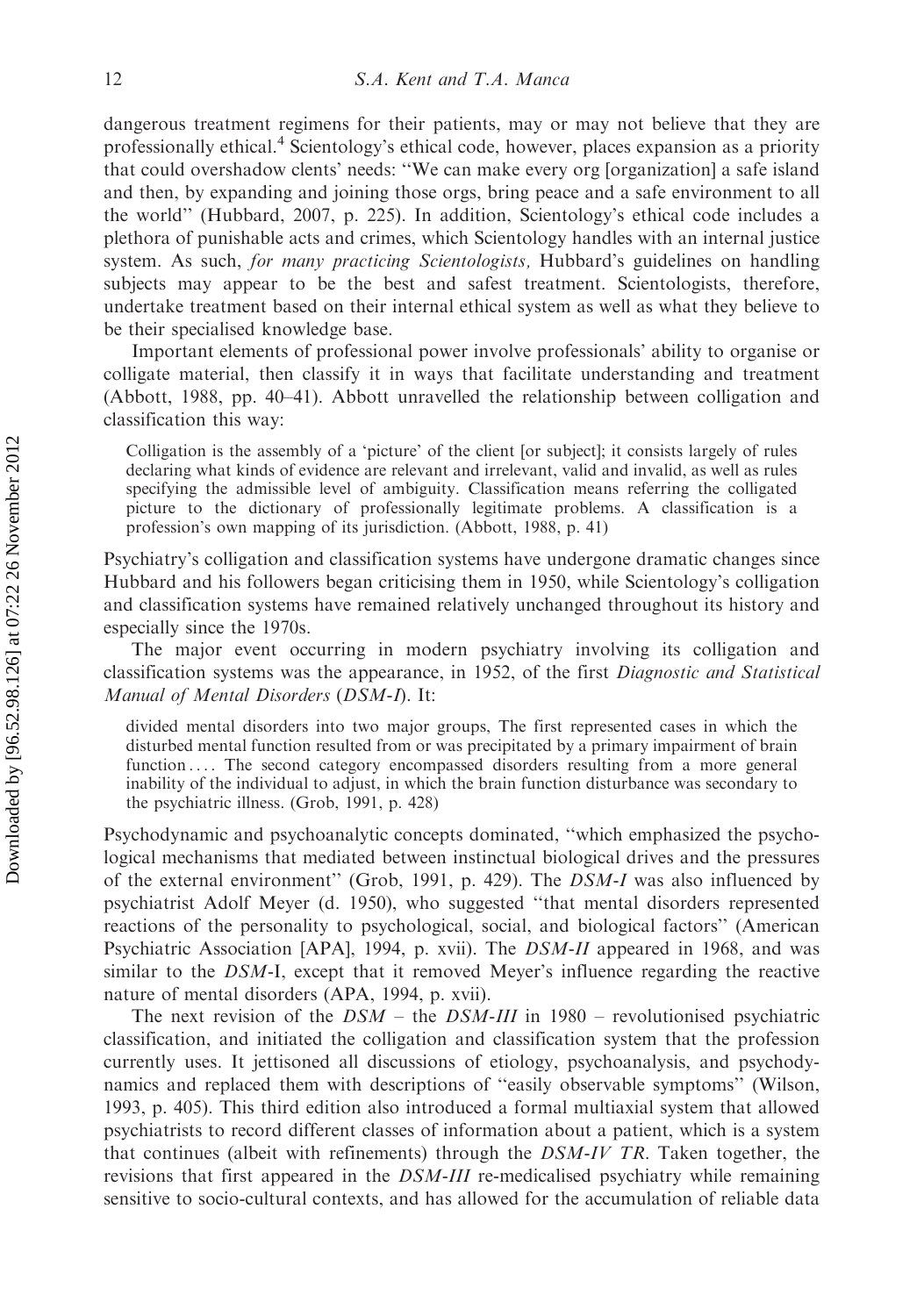dangerous treatment regimens for their patients, may or may not believe that they are professionally ethical.[4] Scientology's ethical code, however, places expansion as a priority that could overshadow clents' needs: ''We can make every org [organization] a safe island and then, by expanding and joining those orgs, bring peace and a safe environment to all the world'' (Hubbard, 2007, p. 225). In addition, Scientology's ethical code includes a plethora of punishable acts and crimes, which Scientology handles with an internal justice system. As such, *for many practicing Scientologists,* Hubbard's guidelines on handling subjects may appear to be the best and safest treatment. Scientologists, therefore, undertake treatment based on their internal ethical system as well as what they believe to be their specialised knowledge base.

Important elements of professional power involve professionals' ability to organise or colligate material, then classify it in ways that facilitate understanding and treatment (Abbott, 1988, pp. 40–41). Abbott unravelled the relationship between colligation and classification this way:

> Colligation is the assembly of a 'picture' of the client [or subject]; it consists largely of rules declaring what kinds of evidence are relevant and irrelevant, valid and invalid, as well as rules specifying the admissible level of ambiguity. Classification means referring the colligated picture to the dictionary of professionally legitimate problems. A classification is a profession's own mapping of its jurisdiction. (Abbott, 1988, p. 41)

Psychiatry's colligation and classification systems have undergone dramatic changes since Hubbard and his followers began criticising them in 1950, while Scientology's colligation and classification systems have remained relatively unchanged throughout its history and especially since the 1970s.

The major event occurring in modern psychiatry involving its colligation and classification systems was the appearance, in 1952, of the first *Diagnostic and Statistical Manual of Mental Disorders* (*DSM-I*). It:

> divided mental disorders into two major groups, The first represented cases in which the disturbed mental function resulted from or was precipitated by a primary impairment of brain function .... The second category encompassed disorders resulting from a more general inability of the individual to adjust, in which the brain function disturbance was secondary to the psychiatric illness. (Grob, 1991, p. 428)

Psychodynamic and psychoanalytic concepts dominated, ''which emphasized the psychological mechanisms that mediated between instinctual biological drives and the pressures of the external environment'' (Grob, 1991, p. 429). The *DSM-I* was also influenced by psychiatrist Adolf Meyer (d. 1950), who suggested ''that mental disorders represented reactions of the personality to psychological, social, and biological factors'' (American Psychiatric Association [APA], 1994, p. xvii). The *DSM-II* appeared in 1968, and was similar to the *DSM*-I, except that it removed Meyer's influence regarding the reactive nature of mental disorders (APA, 1994, p. xvii).

The next revision of the *DSM* – the *DSM-III* in 1980 – revolutionised psychiatric classification, and initiated the colligation and classification system that the profession currently uses. It jettisoned all discussions of etiology, psychoanalysis, and psychodynamics and replaced them with descriptions of ''easily observable symptoms'' (Wilson, 1993, p. 405). This third edition also introduced a formal multiaxial system that allowed psychiatrists to record different classes of information about a patient, which is a system that continues (albeit with refinements) through the *DSM-IV TR*. Taken together, the revisions that first appeared in the *DSM-III* re-medicalised psychiatry while remaining sensitive to socio-cultural contexts, and has allowed for the accumulation of reliable data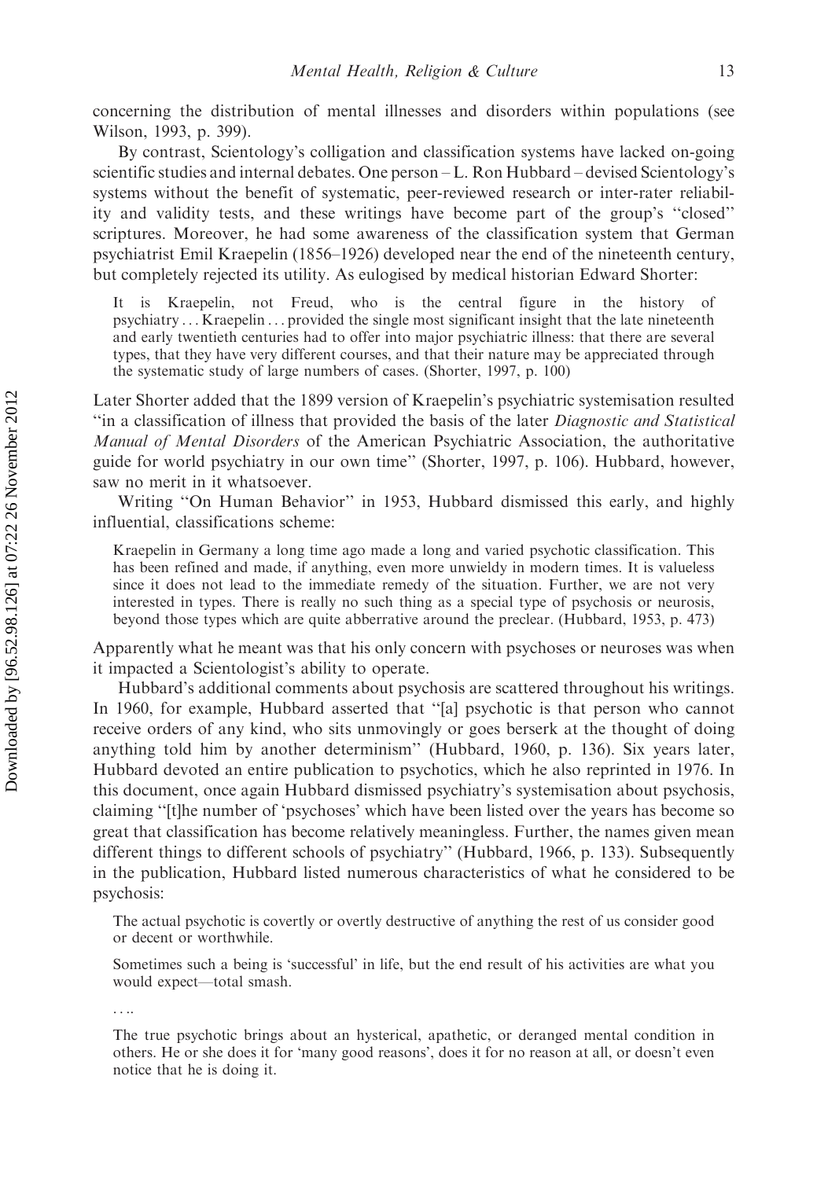concerning the distribution of mental illnesses and disorders within populations (see Wilson, 1993, p. 399).

By contrast, Scientology's colligation and classification systems have lacked on-going scientific studies and internal debates. One person – L. Ron Hubbard – devised Scientology's systems without the benefit of systematic, peer-reviewed research or inter-rater reliability and validity tests, and these writings have become part of the group's "closed" scriptures. Moreover, he had some awareness of the classification system that German psychiatrist Emil Kraepelin (1856–1926) developed near the end of the nineteenth century, but completely rejected its utility. As eulogised by medical historian Edward Shorter:

> It is Kraepelin, not Freud, who is the central figure in the history of psychiatry ... Kraepelin ... provided the single most significant insight that the late nineteenth and early twentieth centuries had to offer into major psychiatric illness: that there are several types, that they have very different courses, and that their nature may be appreciated through the systematic study of large numbers of cases. (Shorter, 1997, p. 100)

Later Shorter added that the 1899 version of Kraepelin's psychiatric systemisation resulted "in a classification of illness that provided the basis of the later *Diagnostic and Statistical Manual of Mental Disorders* of the American Psychiatric Association, the authoritative guide for world psychiatry in our own time" (Shorter, 1997, p. 106). Hubbard, however, saw no merit in it whatsoever.

Writing "On Human Behavior" in 1953, Hubbard dismissed this early, and highly influential, classifications scheme:

> Kraepelin in Germany a long time ago made a long and varied psychotic classification. This has been refined and made, if anything, even more unwieldy in modern times. It is valueless since it does not lead to the immediate remedy of the situation. Further, we are not very interested in types. There is really no such thing as a special type of psychosis or neurosis, beyond those types which are quite abberrative around the preclear. (Hubbard, 1953, p. 473)

Apparently what he meant was that his only concern with psychoses or neuroses was when it impacted a Scientologist's ability to operate.

Hubbard's additional comments about psychosis are scattered throughout his writings. In 1960, for example, Hubbard asserted that "[a] psychotic is that person who cannot receive orders of any kind, who sits unmovingly or goes berserk at the thought of doing anything told him by another determinism" (Hubbard, 1960, p. 136). Six years later, Hubbard devoted an entire publication to psychotics, which he also reprinted in 1976. In this document, once again Hubbard dismissed psychiatry's systemisation about psychosis, claiming "[t]he number of 'psychoses' which have been listed over the years has become so great that classification has become relatively meaningless. Further, the names given mean different things to different schools of psychiatry" (Hubbard, 1966, p. 133). Subsequently in the publication, Hubbard listed numerous characteristics of what he considered to be psychosis:

> The actual psychotic is covertly or overtly destructive of anything the rest of us consider good or decent or worthwhile.
>
> Sometimes such a being is 'successful' in life, but the end result of his activities are what you would expect—total smash.
>
> ....
>
> The true psychotic brings about an hysterical, apathetic, or deranged mental condition in others. He or she does it for 'many good reasons', does it for no reason at all, or doesn't even notice that he is doing it.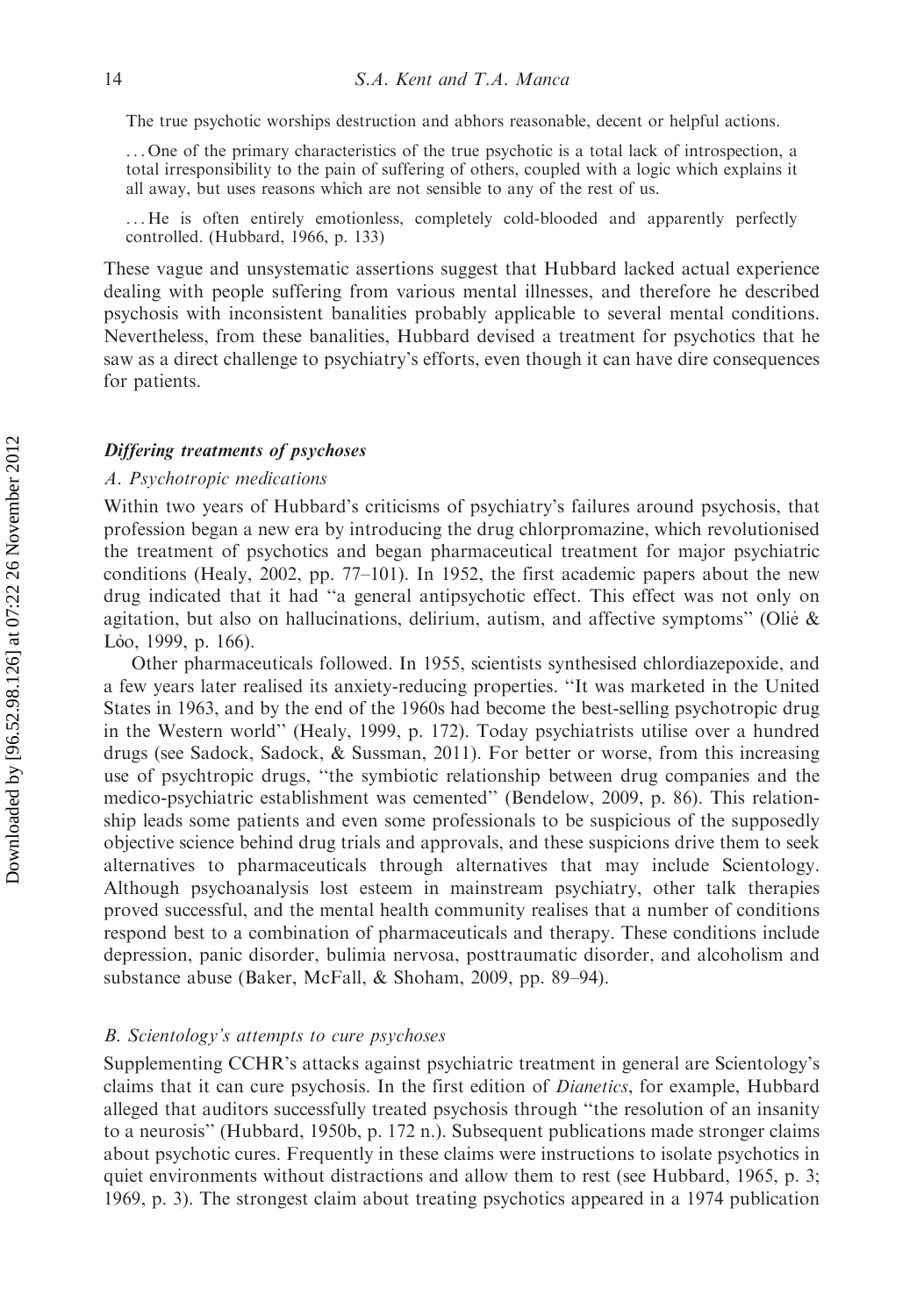The true psychotic worships destruction and abhors reasonable, decent or helpful actions.

. . . One of the primary characteristics of the true psychotic is a total lack of introspection, a total irresponsibility to the pain of suffering of others, coupled with a logic which explains it all away, but uses reasons which are not sensible to any of the rest of us.

. . . He is often entirely emotionless, completely cold-blooded and apparently perfectly controlled. (Hubbard, 1966, p. 133)

These vague and unsystematic assertions suggest that Hubbard lacked actual experience dealing with people suffering from various mental illnesses, and therefore he described psychosis with inconsistent banalities probably applicable to several mental conditions. Nevertheless, from these banalities, Hubbard devised a treatment for psychotics that he saw as a direct challenge to psychiatry's efforts, even though it can have dire consequences for patients.

### *Differing treatments of psychoses*

#### *A. Psychotropic medications*

Within two years of Hubbard's criticisms of psychiatry's failures around psychosis, that profession began a new era by introducing the drug chlorpromazine, which revolutionised the treatment of psychotics and began pharmaceutical treatment for major psychiatric conditions (Healy, 2002, pp. 77–101). In 1952, the first academic papers about the new drug indicated that it had "a general antipsychotic effect. This effect was not only on agitation, but also on hallucinations, delirium, autism, and affective symptoms" (Olié & Lôo, 1999, p. 166).

Other pharmaceuticals followed. In 1955, scientists synthesised chlordiazepoxide, and a few years later realised its anxiety-reducing properties. "It was marketed in the United States in 1963, and by the end of the 1960s had become the best-selling psychotropic drug in the Western world" (Healy, 1999, p. 172). Today psychiatrists utilise over a hundred drugs (see Sadock, Sadock, & Sussman, 2011). For better or worse, from this increasing use of psychtropic drugs, "the symbiotic relationship between drug companies and the medico-psychiatric establishment was cemented" (Bendelow, 2009, p. 86). This relationship leads some patients and even some professionals to be suspicious of the supposedly objective science behind drug trials and approvals, and these suspicions drive them to seek alternatives to pharmaceuticals through alternatives that may include Scientology. Although psychoanalysis lost esteem in mainstream psychiatry, other talk therapies proved successful, and the mental health community realises that a number of conditions respond best to a combination of pharmaceuticals and therapy. These conditions include depression, panic disorder, bulimia nervosa, posttraumatic disorder, and alcoholism and substance abuse (Baker, McFall, & Shoham, 2009, pp. 89–94).

#### *B. Scientology's attempts to cure psychoses*

Supplementing CCHR's attacks against psychiatric treatment in general are Scientology's claims that it can cure psychosis. In the first edition of *Dianetics*, for example, Hubbard alleged that auditors successfully treated psychosis through "the resolution of an insanity to a neurosis" (Hubbard, 1950b, p. 172 n.). Subsequent publications made stronger claims about psychotic cures. Frequently in these claims were instructions to isolate psychotics in quiet environments without distractions and allow them to rest (see Hubbard, 1965, p. 3; 1969, p. 3). The strongest claim about treating psychotics appeared in a 1974 publication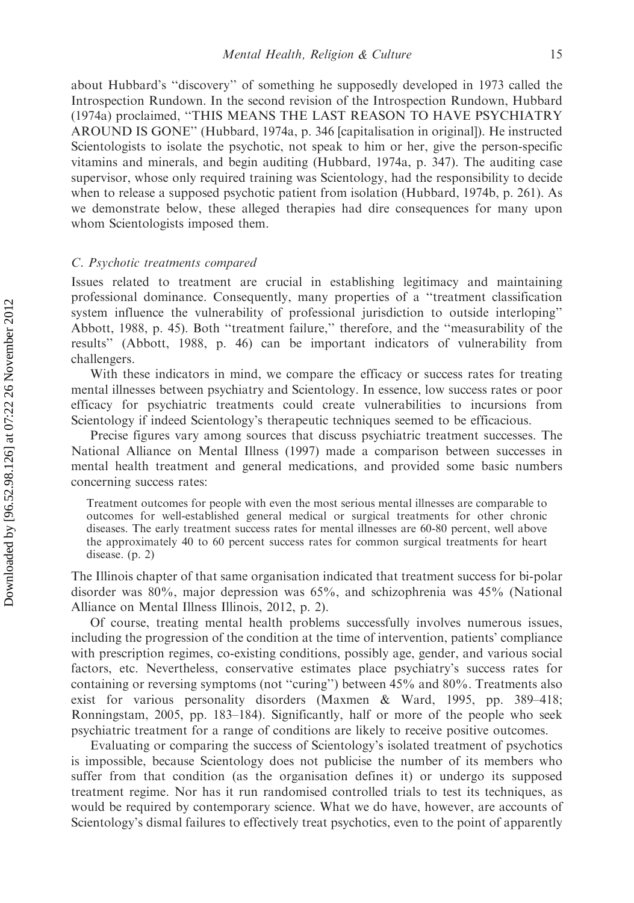about Hubbard's "discovery" of something he supposedly developed in 1973 called the Introspection Rundown. In the second revision of the Introspection Rundown, Hubbard (1974a) proclaimed, "THIS MEANS THE LAST REASON TO HAVE PSYCHIATRY AROUND IS GONE" (Hubbard, 1974a, p. 346 [capitalisation in original]). He instructed Scientologists to isolate the psychotic, not speak to him or her, give the person-specific vitamins and minerals, and begin auditing (Hubbard, 1974a, p. 347). The auditing case supervisor, whose only required training was Scientology, had the responsibility to decide when to release a supposed psychotic patient from isolation (Hubbard, 1974b, p. 261). As we demonstrate below, these alleged therapies had dire consequences for many upon whom Scientologists imposed them.

### *C. Psychotic treatments compared*

Issues related to treatment are crucial in establishing legitimacy and maintaining professional dominance. Consequently, many properties of a "treatment classification system influence the vulnerability of professional jurisdiction to outside interloping" Abbott, 1988, p. 45). Both "treatment failure," therefore, and the "measurability of the results" (Abbott, 1988, p. 46) can be important indicators of vulnerability from challengers.

With these indicators in mind, we compare the efficacy or success rates for treating mental illnesses between psychiatry and Scientology. In essence, low success rates or poor efficacy for psychiatric treatments could create vulnerabilities to incursions from Scientology if indeed Scientology's therapeutic techniques seemed to be efficacious.

Precise figures vary among sources that discuss psychiatric treatment successes. The National Alliance on Mental Illness (1997) made a comparison between successes in mental health treatment and general medications, and provided some basic numbers concerning success rates:

> Treatment outcomes for people with even the most serious mental illnesses are comparable to outcomes for well-established general medical or surgical treatments for other chronic diseases. The early treatment success rates for mental illnesses are 60-80 percent, well above the approximately 40 to 60 percent success rates for common surgical treatments for heart disease. (p. 2)

The Illinois chapter of that same organisation indicated that treatment success for bi-polar disorder was 80%, major depression was 65%, and schizophrenia was 45% (National Alliance on Mental Illness Illinois, 2012, p. 2).

Of course, treating mental health problems successfully involves numerous issues, including the progression of the condition at the time of intervention, patients' compliance with prescription regimes, co-existing conditions, possibly age, gender, and various social factors, etc. Nevertheless, conservative estimates place psychiatry's success rates for containing or reversing symptoms (not "curing") between 45% and 80%. Treatments also exist for various personality disorders (Maxmen & Ward, 1995, pp. 389–418; Ronningstam, 2005, pp. 183–184). Significantly, half or more of the people who seek psychiatric treatment for a range of conditions are likely to receive positive outcomes.

Evaluating or comparing the success of Scientology's isolated treatment of psychotics is impossible, because Scientology does not publicise the number of its members who suffer from that condition (as the organisation defines it) or undergo its supposed treatment regime. Nor has it run randomised controlled trials to test its techniques, as would be required by contemporary science. What we do have, however, are accounts of Scientology's dismal failures to effectively treat psychotics, even to the point of apparently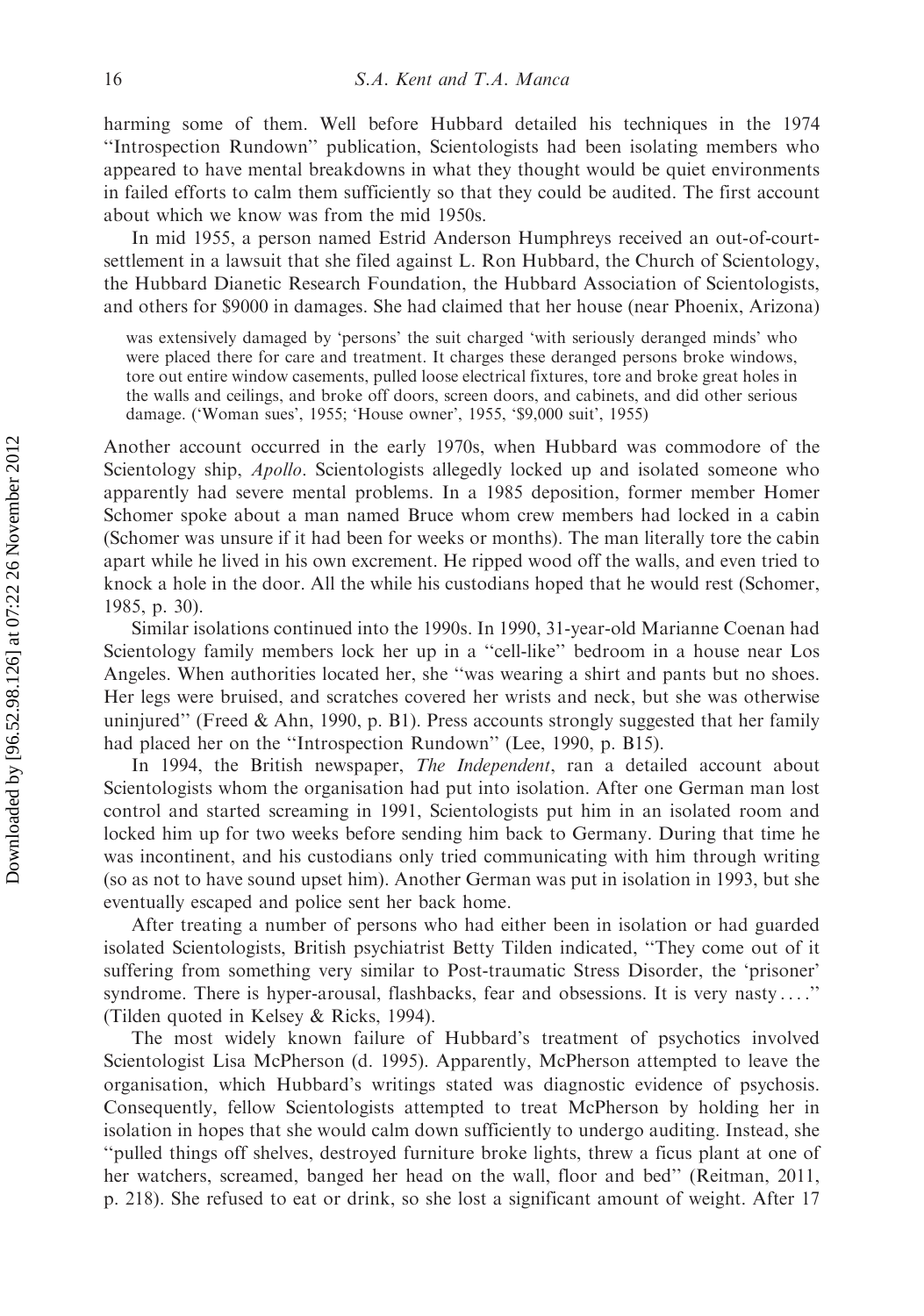harming some of them. Well before Hubbard detailed his techniques in the 1974 ''Introspection Rundown'' publication, Scientologists had been isolating members who appeared to have mental breakdowns in what they thought would be quiet environments in failed efforts to calm them sufficiently so that they could be audited. The first account about which we know was from the mid 1950s.

In mid 1955, a person named Estrid Anderson Humphreys received an out-of-court-settlement in a lawsuit that she filed against L. Ron Hubbard, the Church of Scientology, the Hubbard Dianetic Research Foundation, the Hubbard Association of Scientologists, and others for $9000 in damages. She had claimed that her house (near Phoenix, Arizona)

> was extensively damaged by 'persons' the suit charged 'with seriously deranged minds' who were placed there for care and treatment. It charges these deranged persons broke windows, tore out entire window casements, pulled loose electrical fixtures, tore and broke great holes in the walls and ceilings, and broke off doors, screen doors, and cabinets, and did other serious damage. ('Woman sues', 1955; 'House owner', 1955, '$9,000 suit', 1955)

Another account occurred in the early 1970s, when Hubbard was commodore of the Scientology ship, *Apollo*. Scientologists allegedly locked up and isolated someone who apparently had severe mental problems. In a 1985 deposition, former member Homer Schomer spoke about a man named Bruce whom crew members had locked in a cabin (Schomer was unsure if it had been for weeks or months). The man literally tore the cabin apart while he lived in his own excrement. He ripped wood off the walls, and even tried to knock a hole in the door. All the while his custodians hoped that he would rest (Schomer, 1985, p. 30).

Similar isolations continued into the 1990s. In 1990, 31-year-old Marianne Coenan had Scientology family members lock her up in a ''cell-like'' bedroom in a house near Los Angeles. When authorities located her, she ''was wearing a shirt and pants but no shoes. Her legs were bruised, and scratches covered her wrists and neck, but she was otherwise uninjured'' (Freed & Ahn, 1990, p. B1). Press accounts strongly suggested that her family had placed her on the ''Introspection Rundown'' (Lee, 1990, p. B15).

In 1994, the British newspaper, *The Independent*, ran a detailed account about Scientologists whom the organisation had put into isolation. After one German man lost control and started screaming in 1991, Scientologists put him in an isolated room and locked him up for two weeks before sending him back to Germany. During that time he was incontinent, and his custodians only tried communicating with him through writing (so as not to have sound upset him). Another German was put in isolation in 1993, but she eventually escaped and police sent her back home.

After treating a number of persons who had either been in isolation or had guarded isolated Scientologists, British psychiatrist Betty Tilden indicated, ''They come out of it suffering from something very similar to Post-traumatic Stress Disorder, the 'prisoner' syndrome. There is hyper-arousal, flashbacks, fear and obsessions. It is very nasty . . . .'' (Tilden quoted in Kelsey & Ricks, 1994).

The most widely known failure of Hubbard's treatment of psychotics involved Scientologist Lisa McPherson (d. 1995). Apparently, McPherson attempted to leave the organisation, which Hubbard's writings stated was diagnostic evidence of psychosis. Consequently, fellow Scientologists attempted to treat McPherson by holding her in isolation in hopes that she would calm down sufficiently to undergo auditing. Instead, she ''pulled things off shelves, destroyed furniture broke lights, threw a ficus plant at one of her watchers, screamed, banged her head on the wall, floor and bed'' (Reitman, 2011, p. 218). She refused to eat or drink, so she lost a significant amount of weight. After 17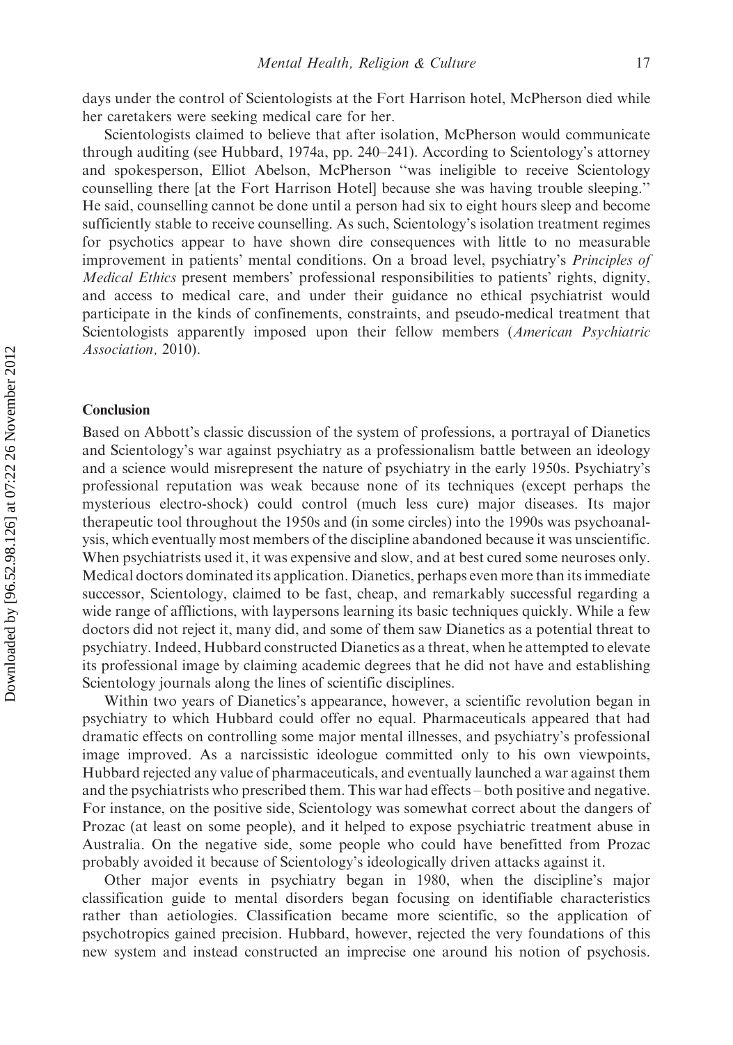days under the control of Scientologists at the Fort Harrison hotel, McPherson died while her caretakers were seeking medical care for her.

Scientologists claimed to believe that after isolation, McPherson would communicate through auditing (see Hubbard, 1974a, pp. 240–241). According to Scientology's attorney and spokesperson, Elliot Abelson, McPherson ''was ineligible to receive Scientology counselling there [at the Fort Harrison Hotel] because she was having trouble sleeping.'' He said, counselling cannot be done until a person had six to eight hours sleep and become sufficiently stable to receive counselling. As such, Scientology's isolation treatment regimes for psychotics appear to have shown dire consequences with little to no measurable improvement in patients' mental conditions. On a broad level, psychiatry's *Principles of Medical Ethics* present members' professional responsibilities to patients' rights, dignity, and access to medical care, and under their guidance no ethical psychiatrist would participate in the kinds of confinements, constraints, and pseudo-medical treatment that Scientologists apparently imposed upon their fellow members (*American Psychiatric Association,* 2010).

## Conclusion

Based on Abbott's classic discussion of the system of professions, a portrayal of Dianetics and Scientology's war against psychiatry as a professionalism battle between an ideology and a science would misrepresent the nature of psychiatry in the early 1950s. Psychiatry's professional reputation was weak because none of its techniques (except perhaps the mysterious electro-shock) could control (much less cure) major diseases. Its major therapeutic tool throughout the 1950s and (in some circles) into the 1990s was psychoanalysis, which eventually most members of the discipline abandoned because it was unscientific. When psychiatrists used it, it was expensive and slow, and at best cured some neuroses only. Medical doctors dominated its application. Dianetics, perhaps even more than its immediate successor, Scientology, claimed to be fast, cheap, and remarkably successful regarding a wide range of afflictions, with laypersons learning its basic techniques quickly. While a few doctors did not reject it, many did, and some of them saw Dianetics as a potential threat to psychiatry. Indeed, Hubbard constructed Dianetics as a threat, when he attempted to elevate its professional image by claiming academic degrees that he did not have and establishing Scientology journals along the lines of scientific disciplines.

Within two years of Dianetics's appearance, however, a scientific revolution began in psychiatry to which Hubbard could offer no equal. Pharmaceuticals appeared that had dramatic effects on controlling some major mental illnesses, and psychiatry's professional image improved. As a narcissistic ideologue committed only to his own viewpoints, Hubbard rejected any value of pharmaceuticals, and eventually launched a war against them and the psychiatrists who prescribed them. This war had effects – both positive and negative. For instance, on the positive side, Scientology was somewhat correct about the dangers of Prozac (at least on some people), and it helped to expose psychiatric treatment abuse in Australia. On the negative side, some people who could have benefitted from Prozac probably avoided it because of Scientology's ideologically driven attacks against it.

Other major events in psychiatry began in 1980, when the discipline's major classification guide to mental disorders began focusing on identifiable characteristics rather than aetiologies. Classification became more scientific, so the application of psychotropics gained precision. Hubbard, however, rejected the very foundations of this new system and instead constructed an imprecise one around his notion of psychosis.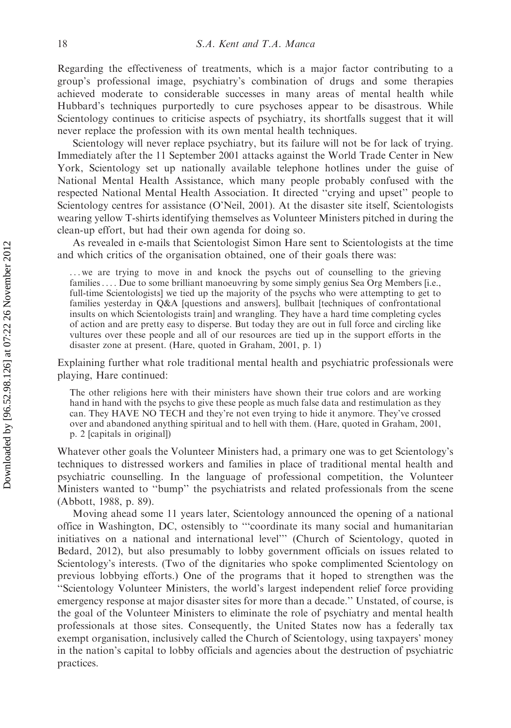Regarding the effectiveness of treatments, which is a major factor contributing to a group's professional image, psychiatry's combination of drugs and some therapies achieved moderate to considerable successes in many areas of mental health while Hubbard's techniques purportedly to cure psychoses appear to be disastrous. While Scientology continues to criticise aspects of psychiatry, its shortfalls suggest that it will never replace the profession with its own mental health techniques.

Scientology will never replace psychiatry, but its failure will not be for lack of trying. Immediately after the 11 September 2001 attacks against the World Trade Center in New York, Scientology set up nationally available telephone hotlines under the guise of National Mental Health Assistance, which many people probably confused with the respected National Mental Health Association. It directed ''crying and upset'' people to Scientology centres for assistance (O'Neil, 2001). At the disaster site itself, Scientologists wearing yellow T-shirts identifying themselves as Volunteer Ministers pitched in during the clean-up effort, but had their own agenda for doing so.

As revealed in e-mails that Scientologist Simon Hare sent to Scientologists at the time and which critics of the organisation obtained, one of their goals there was:

> . . . we are trying to move in and knock the psychs out of counselling to the grieving families . . . . Due to some brilliant manoeuvring by some simply genius Sea Org Members [i.e., full-time Scientologists] we tied up the majority of the psychs who were attempting to get to families yesterday in Q&A [questions and answers], bullbait [techniques of confrontational insults on which Scientologists train] and wrangling. They have a hard time completing cycles of action and are pretty easy to disperse. But today they are out in full force and circling like vultures over these people and all of our resources are tied up in the support efforts in the disaster zone at present. (Hare, quoted in Graham, 2001, p. 1)

Explaining further what role traditional mental health and psychiatric professionals were playing, Hare continued:

> The other religions here with their ministers have shown their true colors and are working hand in hand with the psychs to give these people as much false data and restimulation as they can. They HAVE NO TECH and they're not even trying to hide it anymore. They've crossed over and abandoned anything spiritual and to hell with them. (Hare, quoted in Graham, 2001, p. 2 [capitals in original])

Whatever other goals the Volunteer Ministers had, a primary one was to get Scientology's techniques to distressed workers and families in place of traditional mental health and psychiatric counselling. In the language of professional competition, the Volunteer Ministers wanted to ''bump'' the psychiatrists and related professionals from the scene (Abbott, 1988, p. 89).

Moving ahead some 11 years later, Scientology announced the opening of a national office in Washington, DC, ostensibly to '''coordinate its many social and humanitarian initiatives on a national and international level''' (Church of Scientology, quoted in Bedard, 2012), but also presumably to lobby government officials on issues related to Scientology's interests. (Two of the dignitaries who spoke complimented Scientology on previous lobbying efforts.) One of the programs that it hoped to strengthen was the ''Scientology Volunteer Ministers, the world's largest independent relief force providing emergency response at major disaster sites for more than a decade.'' Unstated, of course, is the goal of the Volunteer Ministers to eliminate the role of psychiatry and mental health professionals at those sites. Consequently, the United States now has a federally tax exempt organisation, inclusively called the Church of Scientology, using taxpayers' money in the nation's capital to lobby officials and agencies about the destruction of psychiatric practices.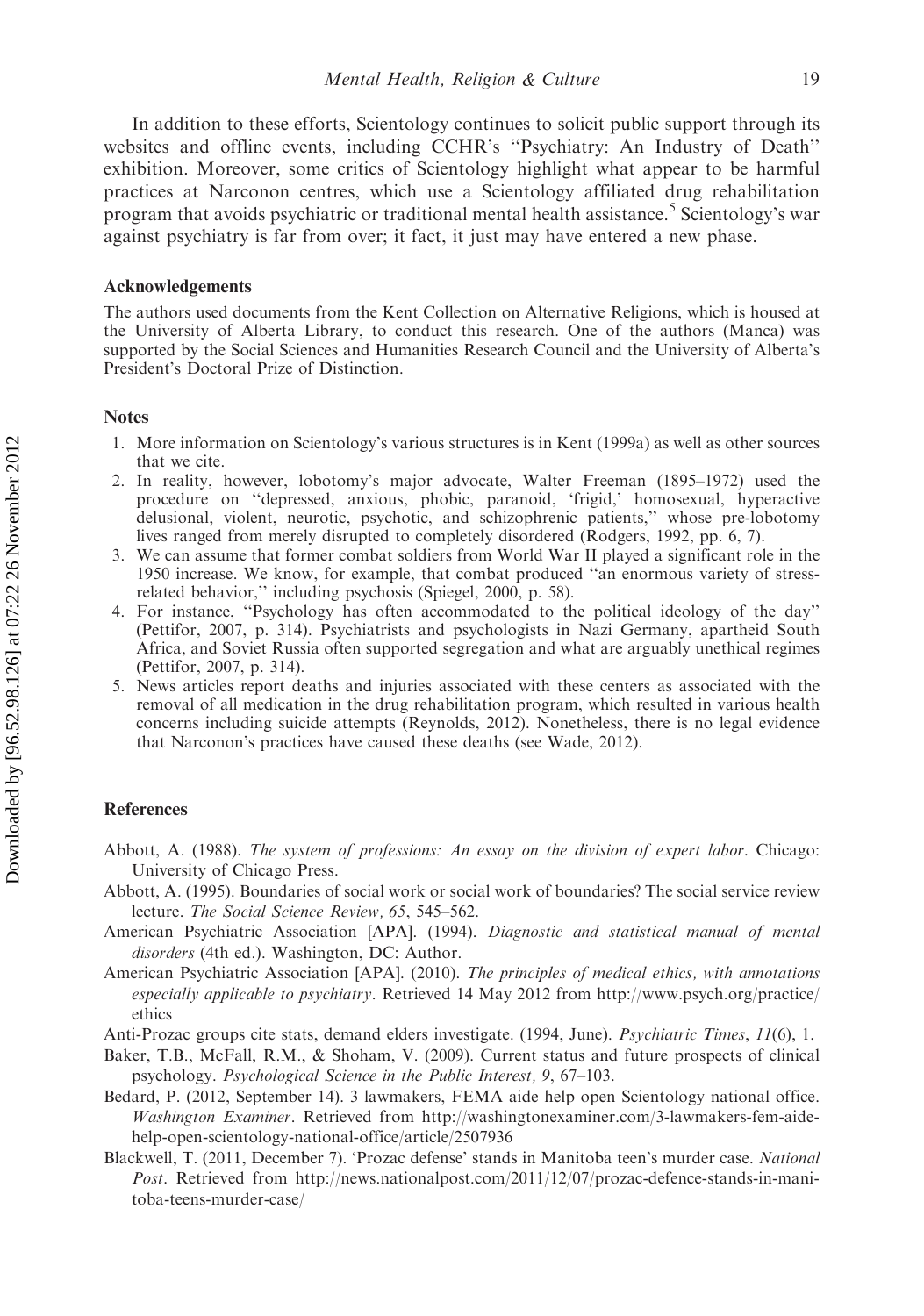In addition to these efforts, Scientology continues to solicit public support through its websites and offline events, including CCHR's ''Psychiatry: An Industry of Death'' exhibition. Moreover, some critics of Scientology highlight what appear to be harmful practices at Narconon centres, which use a Scientology affiliated drug rehabilitation program that avoids psychiatric or traditional mental health assistance.[5] Scientology's war against psychiatry is far from over; it fact, it just may have entered a new phase.

## Acknowledgements

The authors used documents from the Kent Collection on Alternative Religions, which is housed at the University of Alberta Library, to conduct this research. One of the authors (Manca) was supported by the Social Sciences and Humanities Research Council and the University of Alberta's President's Doctoral Prize of Distinction.

## Notes

1. More information on Scientology's various structures is in Kent (1999a) as well as other sources that we cite.
2. In reality, however, lobotomy's major advocate, Walter Freeman (1895–1972) used the procedure on ''depressed, anxious, phobic, paranoid, 'frigid,' homosexual, hyperactive delusional, violent, neurotic, psychotic, and schizophrenic patients,'' whose pre-lobotomy lives ranged from merely disrupted to completely disordered (Rodgers, 1992, pp. 6, 7).
3. We can assume that former combat soldiers from World War II played a significant role in the 1950 increase. We know, for example, that combat produced ''an enormous variety of stress-related behavior,'' including psychosis (Spiegel, 2000, p. 58).
4. For instance, ''Psychology has often accommodated to the political ideology of the day'' (Pettifor, 2007, p. 314). Psychiatrists and psychologists in Nazi Germany, apartheid South Africa, and Soviet Russia often supported segregation and what are arguably unethical regimes (Pettifor, 2007, p. 314).
5. News articles report deaths and injuries associated with these centers as associated with the removal of all medication in the drug rehabilitation program, which resulted in various health concerns including suicide attempts (Reynolds, 2012). Nonetheless, there is no legal evidence that Narconon's practices have caused these deaths (see Wade, 2012).

## References

Abbott, A. (1988). *The system of professions: An essay on the division of expert labor*. Chicago: University of Chicago Press.

Abbott, A. (1995). Boundaries of social work or social work of boundaries? The social service review lecture. *The Social Science Review, 65*, 545–562.

American Psychiatric Association [APA]. (1994). *Diagnostic and statistical manual of mental disorders* (4th ed.). Washington, DC: Author.

American Psychiatric Association [APA]. (2010). *The principles of medical ethics, with annotations especially applicable to psychiatry*. Retrieved 14 May 2012 from http://www.psych.org/practice/ethics

Anti-Prozac groups cite stats, demand elders investigate. (1994, June). *Psychiatric Times, 11*(6), 1.

Baker, T.B., McFall, R.M., & Shoham, V. (2009). Current status and future prospects of clinical psychology. *Psychological Science in the Public Interest, 9*, 67–103.

Bedard, P. (2012, September 14). 3 lawmakers, FEMA aide help open Scientology national office. *Washington Examiner*. Retrieved from http://washingtonexaminer.com/3-lawmakers-fem-aide-help-open-scientology-national-office/article/2507936

Blackwell, T. (2011, December 7). 'Prozac defense' stands in Manitoba teen's murder case. *National Post*. Retrieved from http://news.nationalpost.com/2011/12/07/prozac-defence-stands-in-manitoba-teens-murder-case/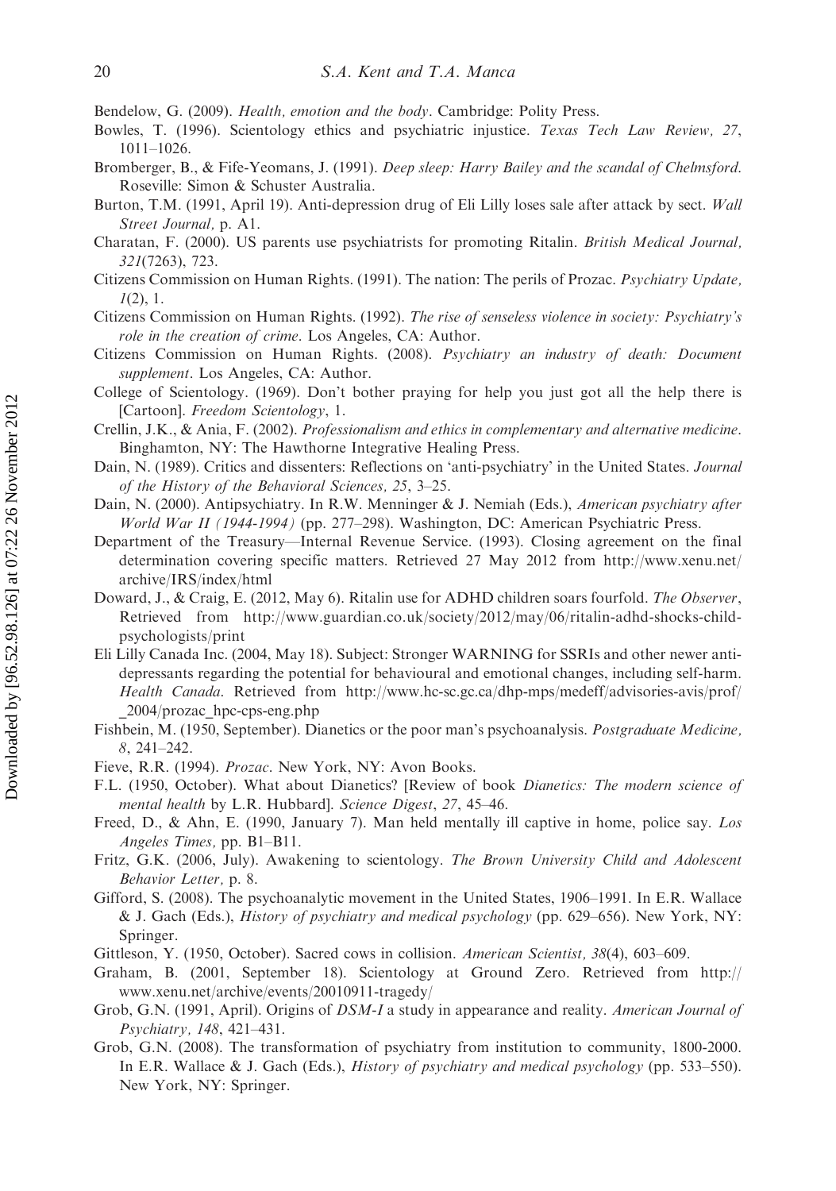Bendelow, G. (2009). *Health, emotion and the body*. Cambridge: Polity Press.

Bowles, T. (1996). Scientology ethics and psychiatric injustice. *Texas Tech Law Review, 27*, 1011–1026.

Bromberger, B., & Fife-Yeomans, J. (1991). *Deep sleep: Harry Bailey and the scandal of Chelmsford*. Roseville: Simon & Schuster Australia.

Burton, T.M. (1991, April 19). Anti-depression drug of Eli Lilly loses sale after attack by sect. *Wall Street Journal,* p. A1.

Charatan, F. (2000). US parents use psychiatrists for promoting Ritalin. *British Medical Journal, 321*(7263), 723.

Citizens Commission on Human Rights. (1991). The nation: The perils of Prozac. *Psychiatry Update, 1*(2), 1.

Citizens Commission on Human Rights. (1992). *The rise of senseless violence in society: Psychiatry's role in the creation of crime*. Los Angeles, CA: Author.

Citizens Commission on Human Rights. (2008). *Psychiatry an industry of death: Document supplement*. Los Angeles, CA: Author.

College of Scientology. (1969). Don't bother praying for help you just got all the help there is [Cartoon]. *Freedom Scientology*, 1.

Crellin, J.K., & Ania, F. (2002). *Professionalism and ethics in complementary and alternative medicine*. Binghamton, NY: The Hawthorne Integrative Healing Press.

Dain, N. (1989). Critics and dissenters: Reflections on 'anti-psychiatry' in the United States. *Journal of the History of the Behavioral Sciences, 25*, 3–25.

Dain, N. (2000). Antipsychiatry. In R.W. Menninger & J. Nemiah (Eds.), *American psychiatry after World War II (1944-1994)* (pp. 277–298). Washington, DC: American Psychiatric Press.

Department of the Treasury—Internal Revenue Service. (1993). Closing agreement on the final determination covering specific matters. Retrieved 27 May 2012 from http://www.xenu.net/archive/IRS/index/html

Doward, J., & Craig, E. (2012, May 6). Ritalin use for ADHD children soars fourfold. *The Observer*, Retrieved from http://www.guardian.co.uk/society/2012/may/06/ritalin-adhd-shocks-child-psychologists/print

Eli Lilly Canada Inc. (2004, May 18). Subject: Stronger WARNING for SSRIs and other newer anti-depressants regarding the potential for behavioural and emotional changes, including self-harm. *Health Canada*. Retrieved from http://www.hc-sc.gc.ca/dhp-mps/medeff/advisories-avis/prof/_2004/prozac_hpc-cps-eng.php

Fishbein, M. (1950, September). Dianetics or the poor man's psychoanalysis. *Postgraduate Medicine, 8*, 241–242.

Fieve, R.R. (1994). *Prozac*. New York, NY: Avon Books.

F.L. (1950, October). What about Dianetics? [Review of book *Dianetics: The modern science of mental health* by L.R. Hubbard]. *Science Digest*, *27*, 45–46.

Freed, D., & Ahn, E. (1990, January 7). Man held mentally ill captive in home, police say. *Los Angeles Times,* pp. B1–B11.

Fritz, G.K. (2006, July). Awakening to scientology. *The Brown University Child and Adolescent Behavior Letter,* p. 8.

Gifford, S. (2008). The psychoanalytic movement in the United States, 1906–1991. In E.R. Wallace & J. Gach (Eds.), *History of psychiatry and medical psychology* (pp. 629–656). New York, NY: Springer.

Gittleson, Y. (1950, October). Sacred cows in collision. *American Scientist, 38*(4), 603–609.

Graham, B. (2001, September 18). Scientology at Ground Zero. Retrieved from http://www.xenu.net/archive/events/20010911-tragedy/

Grob, G.N. (1991, April). Origins of *DSM-I* a study in appearance and reality. *American Journal of Psychiatry, 148*, 421–431.

Grob, G.N. (2008). The transformation of psychiatry from institution to community, 1800-2000. In E.R. Wallace & J. Gach (Eds.), *History of psychiatry and medical psychology* (pp. 533–550). New York, NY: Springer.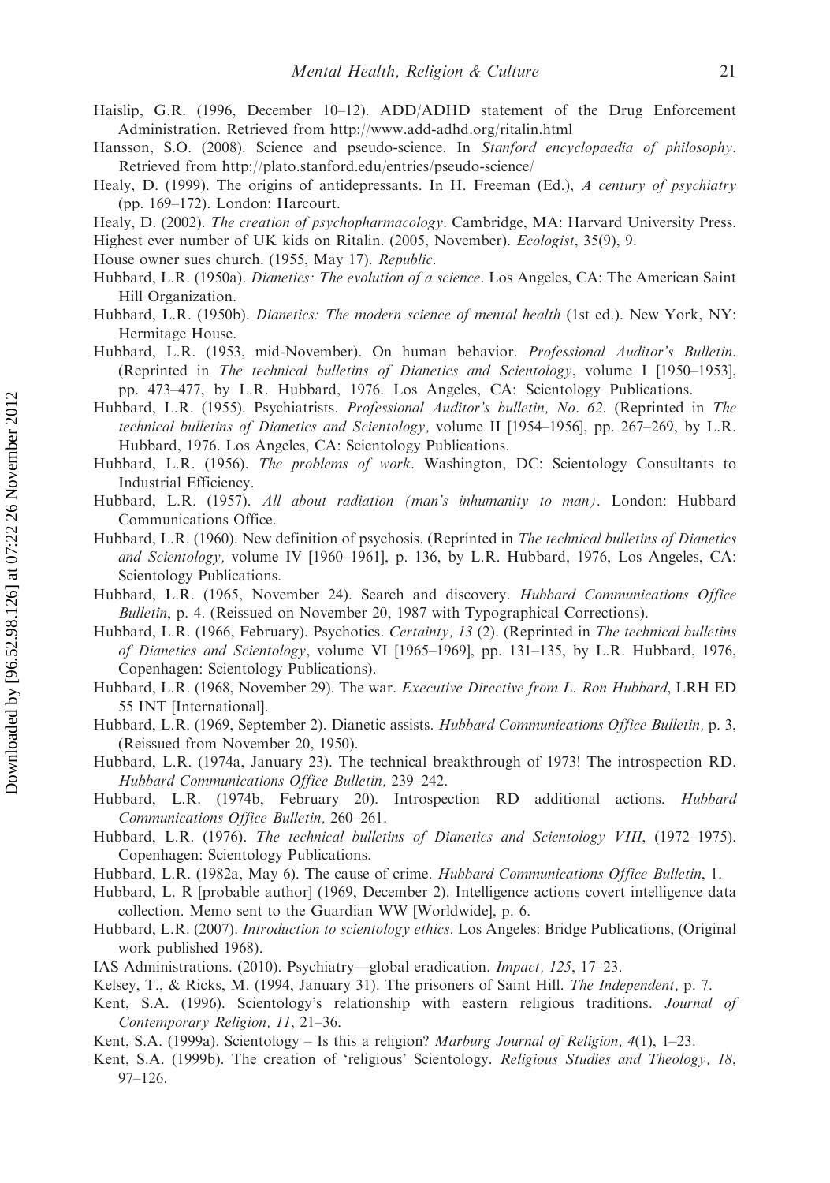Haislip, G.R. (1996, December 10–12). ADD/ADHD statement of the Drug Enforcement Administration. Retrieved from http://www.add-adhd.org/ritalin.html

Hansson, S.O. (2008). Science and pseudo-science. In *Stanford encyclopaedia of philosophy*. Retrieved from http://plato.stanford.edu/entries/pseudo-science/

Healy, D. (1999). The origins of antidepressants. In H. Freeman (Ed.), *A century of psychiatry* (pp. 169–172). London: Harcourt.

Healy, D. (2002). *The creation of psychopharmacology*. Cambridge, MA: Harvard University Press.

Highest ever number of UK kids on Ritalin. (2005, November). *Ecologist*, 35(9), 9.

House owner sues church. (1955, May 17). *Republic*.

Hubbard, L.R. (1950a). *Dianetics: The evolution of a science*. Los Angeles, CA: The American Saint Hill Organization.

Hubbard, L.R. (1950b). *Dianetics: The modern science of mental health* (1st ed.). New York, NY: Hermitage House.

Hubbard, L.R. (1953, mid-November). On human behavior. *Professional Auditor's Bulletin*. (Reprinted in *The technical bulletins of Dianetics and Scientology*, volume I [1950–1953], pp. 473–477, by L.R. Hubbard, 1976. Los Angeles, CA: Scientology Publications.

Hubbard, L.R. (1955). Psychiatrists. *Professional Auditor's bulletin, No. 62*. (Reprinted in *The technical bulletins of Dianetics and Scientology*, volume II [1954–1956], pp. 267–269, by L.R. Hubbard, 1976. Los Angeles, CA: Scientology Publications.

Hubbard, L.R. (1956). *The problems of work*. Washington, DC: Scientology Consultants to Industrial Efficiency.

Hubbard, L.R. (1957). *All about radiation (man's inhumanity to man)*. London: Hubbard Communications Office.

Hubbard, L.R. (1960). New definition of psychosis. (Reprinted in *The technical bulletins of Dianetics and Scientology*, volume IV [1960–1961], p. 136, by L.R. Hubbard, 1976, Los Angeles, CA: Scientology Publications.

Hubbard, L.R. (1965, November 24). Search and discovery. *Hubbard Communications Office Bulletin*, p. 4. (Reissued on November 20, 1987 with Typographical Corrections).

Hubbard, L.R. (1966, February). Psychotics. *Certainty, 13* (2). (Reprinted in *The technical bulletins of Dianetics and Scientology*, volume VI [1965–1969], pp. 131–135, by L.R. Hubbard, 1976, Copenhagen: Scientology Publications).

Hubbard, L.R. (1968, November 29). The war. *Executive Directive from L. Ron Hubbard*, LRH ED 55 INT [International].

Hubbard, L.R. (1969, September 2). Dianetic assists. *Hubbard Communications Office Bulletin*, p. 3, (Reissued from November 20, 1950).

Hubbard, L.R. (1974a, January 23). The technical breakthrough of 1973! The introspection RD. *Hubbard Communications Office Bulletin*, 239–242.

Hubbard, L.R. (1974b, February 20). Introspection RD additional actions. *Hubbard Communications Office Bulletin*, 260–261.

Hubbard, L.R. (1976). *The technical bulletins of Dianetics and Scientology VIII*, (1972–1975). Copenhagen: Scientology Publications.

Hubbard, L.R. (1982a, May 6). The cause of crime. *Hubbard Communications Office Bulletin*, 1.

Hubbard, L. R [probable author] (1969, December 2). Intelligence actions covert intelligence data collection. Memo sent to the Guardian WW [Worldwide], p. 6.

Hubbard, L.R. (2007). *Introduction to scientology ethics*. Los Angeles: Bridge Publications, (Original work published 1968).

IAS Administrations. (2010). Psychiatry—global eradication. *Impact, 125*, 17–23.

Kelsey, T., & Ricks, M. (1994, January 31). The prisoners of Saint Hill. *The Independent*, p. 7.

Kent, S.A. (1996). Scientology's relationship with eastern religious traditions. *Journal of Contemporary Religion, 11*, 21–36.

Kent, S.A. (1999a). Scientology – Is this a religion? *Marburg Journal of Religion, 4*(1), 1–23.

Kent, S.A. (1999b). The creation of 'religious' Scientology. *Religious Studies and Theology, 18*, 97–126.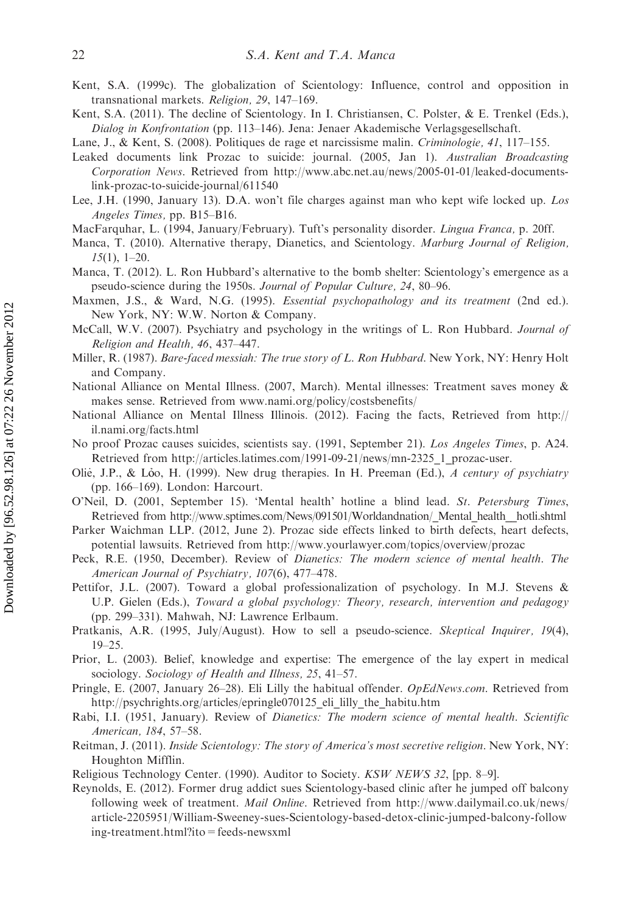Kent, S.A. (1999c). The globalization of Scientology: Influence, control and opposition in transnational markets. *Religion, 29*, 147–169.

Kent, S.A. (2011). The decline of Scientology. In I. Christiansen, C. Polster, & E. Trenkel (Eds.), *Dialog in Konfrontation* (pp. 113–146). Jena: Jenaer Akademische Verlagsgesellschaft.

Lane, J., & Kent, S. (2008). Politiques de rage et narcissisme malin. *Criminologie, 41*, 117–155.

Leaked documents link Prozac to suicide: journal. (2005, Jan 1). *Australian Broadcasting Corporation News*. Retrieved from http://www.abc.net.au/news/2005-01-01/leaked-documents-link-prozac-to-suicide-journal/611540

Lee, J.H. (1990, January 13). D.A. won't file charges against man who kept wife locked up. *Los Angeles Times*, pp. B15–B16.

MacFarquhar, L. (1994, January/February). Tuft's personality disorder. *Lingua Franca*, p. 20ff.

Manca, T. (2010). Alternative therapy, Dianetics, and Scientology. *Marburg Journal of Religion, 15*(1), 1–20.

Manca, T. (2012). L. Ron Hubbard's alternative to the bomb shelter: Scientology's emergence as a pseudo-science during the 1950s. *Journal of Popular Culture, 24*, 80–96.

Maxmen, J.S., & Ward, N.G. (1995). *Essential psychopathology and its treatment* (2nd ed.). New York, NY: W.W. Norton & Company.

McCall, W.V. (2007). Psychiatry and psychology in the writings of L. Ron Hubbard. *Journal of Religion and Health, 46*, 437–447.

Miller, R. (1987). *Bare-faced messiah: The true story of L. Ron Hubbard*. New York, NY: Henry Holt and Company.

National Alliance on Mental Illness. (2007, March). Mental illnesses: Treatment saves money & makes sense. Retrieved from www.nami.org/policy/costsbenefits/

National Alliance on Mental Illness Illinois. (2012). Facing the facts, Retrieved from http://il.nami.org/facts.html

No proof Prozac causes suicides, scientists say. (1991, September 21). *Los Angeles Times*, p. A24. Retrieved from http://articles.latimes.com/1991-09-21/news/mn-2325_1_prozac-user.

Oliė, J.P., & Lȯo, H. (1999). New drug therapies. In H. Preeman (Ed.), *A century of psychiatry* (pp. 166–169). London: Harcourt.

O'Neil, D. (2001, September 15). 'Mental health' hotline a blind lead. *St. Petersburg Times*, Retrieved from http://www.sptimes.com/News/091501/Worldandnation/_Mental_health__hotli.shtml

Parker Waichman LLP. (2012, June 2). Prozac side effects linked to birth defects, heart defects, potential lawsuits. Retrieved from http://www.yourlawyer.com/topics/overview/prozac

Peck, R.E. (1950, December). Review of *Dianetics: The modern science of mental health*. *The American Journal of Psychiatry, 107*(6), 477–478.

Pettifor, J.L. (2007). Toward a global professionalization of psychology. In M.J. Stevens & U.P. Gielen (Eds.), *Toward a global psychology: Theory, research, intervention and pedagogy* (pp. 299–331). Mahwah, NJ: Lawrence Erlbaum.

Pratkanis, A.R. (1995, July/August). How to sell a pseudo-science. *Skeptical Inquirer, 19*(4), 19–25.

Prior, L. (2003). Belief, knowledge and expertise: The emergence of the lay expert in medical sociology. *Sociology of Health and Illness, 25*, 41–57.

Pringle, E. (2007, January 26–28). Eli Lilly the habitual offender. *OpEdNews.com*. Retrieved from http://psychrights.org/articles/epringle070125_eli_lilly_the_habitu.htm

Rabi, I.I. (1951, January). Review of *Dianetics: The modern science of mental health*. *Scientific American, 184*, 57–58.

Reitman, J. (2011). *Inside Scientology: The story of America's most secretive religion*. New York, NY: Houghton Mifflin.

Religious Technology Center. (1990). Auditor to Society. *KSW NEWS 32*, [pp. 8–9].

Reynolds, E. (2012). Former drug addict sues Scientology-based clinic after he jumped off balcony following week of treatment. *Mail Online*. Retrieved from http://www.dailymail.co.uk/news/article-2205951/William-Sweeney-sues-Scientology-based-detox-clinic-jumped-balcony-following-treatment.html?ito = feeds-newsxml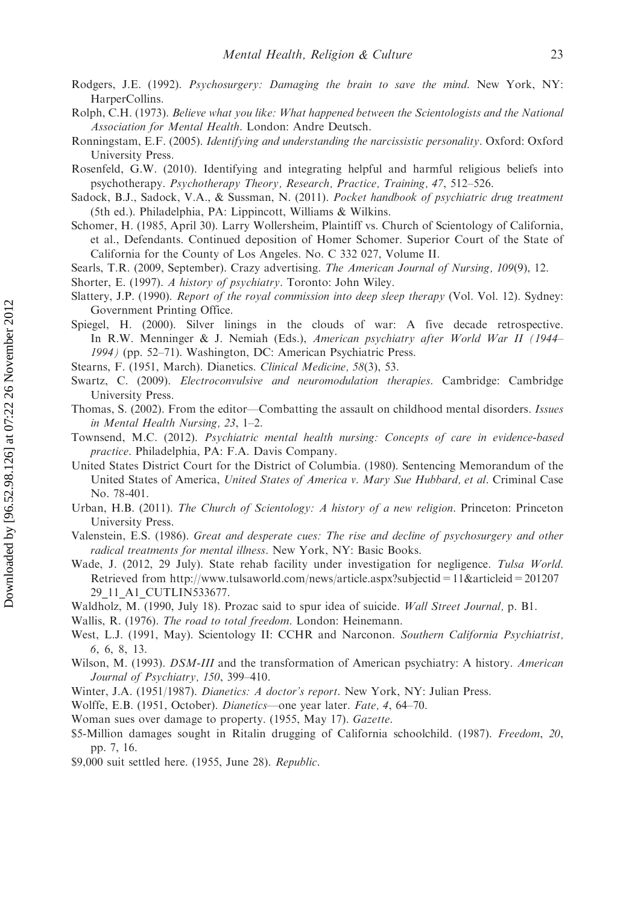Rodgers, J.E. (1992). *Psychosurgery: Damaging the brain to save the mind*. New York, NY: HarperCollins.

Rolph, C.H. (1973). *Believe what you like: What happened between the Scientologists and the National Association for Mental Health*. London: Andre Deutsch.

Ronningstam, E.F. (2005). *Identifying and understanding the narcissistic personality*. Oxford: Oxford University Press.

Rosenfeld, G.W. (2010). Identifying and integrating helpful and harmful religious beliefs into psychotherapy. *Psychotherapy Theory, Research, Practice, Training, 47*, 512–526.

Sadock, B.J., Sadock, V.A., & Sussman, N. (2011). *Pocket handbook of psychiatric drug treatment* (5th ed.). Philadelphia, PA: Lippincott, Williams & Wilkins.

Schomer, H. (1985, April 30). Larry Wollersheim, Plaintiff vs. Church of Scientology of California, et al., Defendants. Continued deposition of Homer Schomer. Superior Court of the State of California for the County of Los Angeles. No. C 332 027, Volume II.

Searls, T.R. (2009, September). Crazy advertising. *The American Journal of Nursing, 109*(9), 12.

Shorter, E. (1997). *A history of psychiatry*. Toronto: John Wiley.

Slattery, J.P. (1990). *Report of the royal commission into deep sleep therapy* (Vol. Vol. 12). Sydney: Government Printing Office.

Spiegel, H. (2000). Silver linings in the clouds of war: A five decade retrospective. In R.W. Menninger & J. Nemiah (Eds.), *American psychiatry after World War II (1944–1994)* (pp. 52–71). Washington, DC: American Psychiatric Press.

Stearns, F. (1951, March). Dianetics. *Clinical Medicine, 58*(3), 53.

Swartz, C. (2009). *Electroconvulsive and neuromodulation therapies*. Cambridge: Cambridge University Press.

Thomas, S. (2002). From the editor—Combatting the assault on childhood mental disorders. *Issues in Mental Health Nursing, 23*, 1–2.

Townsend, M.C. (2012). *Psychiatric mental health nursing: Concepts of care in evidence-based practice*. Philadelphia, PA: F.A. Davis Company.

United States District Court for the District of Columbia. (1980). Sentencing Memorandum of the United States of America, *United States of America v. Mary Sue Hubbard, et al*. Criminal Case No. 78-401.

Urban, H.B. (2011). *The Church of Scientology: A history of a new religion*. Princeton: Princeton University Press.

Valenstein, E.S. (1986). *Great and desperate cues: The rise and decline of psychosurgery and other radical treatments for mental illness*. New York, NY: Basic Books.

Wade, J. (2012, 29 July). State rehab facility under investigation for negligence. *Tulsa World*. Retrieved from http://www.tulsaworld.com/news/article.aspx?subjectid = 11&articleid = 20120729_11_A1_CUTLIN533677.

Waldholz, M. (1990, July 18). Prozac said to spur idea of suicide. *Wall Street Journal*, p. B1.

Wallis, R. (1976). *The road to total freedom*. London: Heinemann.

West, L.J. (1991, May). Scientology II: CCHR and Narconon. *Southern California Psychiatrist, 6*, 6, 8, 13.

Wilson, M. (1993). *DSM-III* and the transformation of American psychiatry: A history. *American Journal of Psychiatry, 150*, 399–410.

Winter, J.A. (1951/1987). *Dianetics: A doctor's report*. New York, NY: Julian Press.

Wolffe, E.B. (1951, October). *Dianetics*—one year later. *Fate, 4*, 64–70.

Woman sues over damage to property. (1955, May 17). *Gazette*.

$5-Million damages sought in Ritalin drugging of California schoolchild. (1987). *Freedom*, *20*, pp. 7, 16.

$9,000 suit settled here. (1955, June 28). *Republic*.